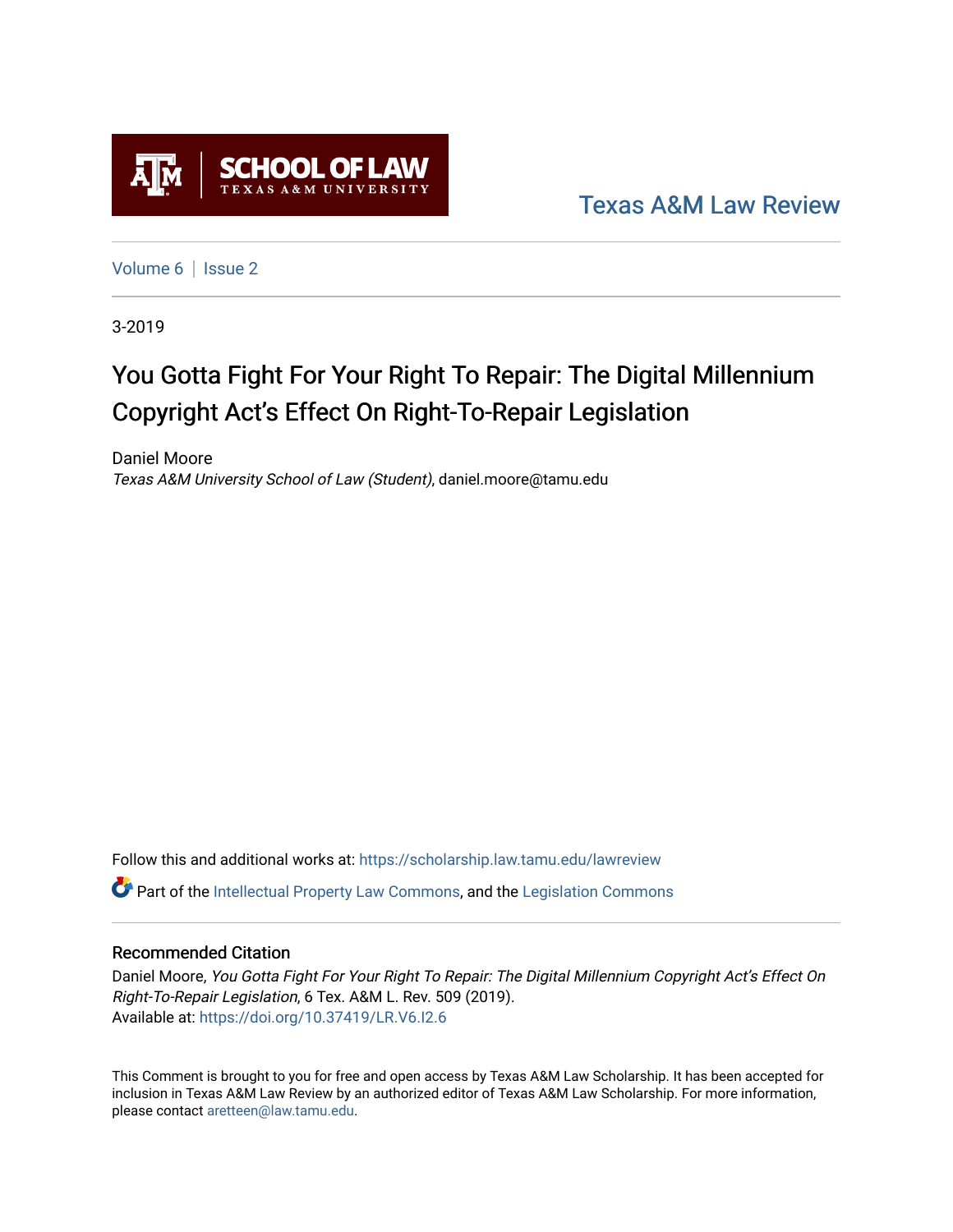Texas A&M Law Review

Volume 6 | Issue 2

3-2019

# You Gotta Fight For Your Right To Repair: The Digital Millennium Copyright Act's Effect On Right-To-Repair Legislation

Daniel Moore
*Texas A&M University School of Law (Student)*, daniel.moore@tamu.edu

Follow this and additional works at: https://scholarship.law.tamu.edu/lawreview

Part of the Intellectual Property Law Commons, and the Legislation Commons

## Recommended Citation

Daniel Moore, *You Gotta Fight For Your Right To Repair: The Digital Millennium Copyright Act's Effect On Right-To-Repair Legislation*, 6 Tex. A&M L. Rev. 509 (2019).
Available at: https://doi.org/10.37419/LR.V6.I2.6

This Comment is brought to you for free and open access by Texas A&M Law Scholarship. It has been accepted for inclusion in Texas A&M Law Review by an authorized editor of Texas A&M Law Scholarship. For more information, please contact aretteen@law.tamu.edu.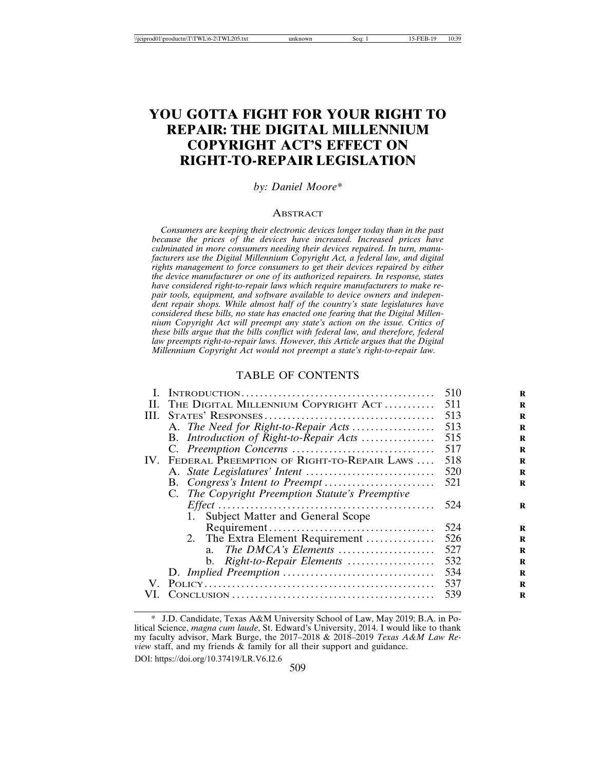# YOU GOTTA FIGHT FOR YOUR RIGHT TO REPAIR: THE DIGITAL MILLENNIUM COPYRIGHT ACT'S EFFECT ON RIGHT-TO-REPAIR LEGISLATION

*by: Daniel Moore\**

## Abstract

*Consumers are keeping their electronic devices longer today than in the past because the prices of the devices have increased. Increased prices have culminated in more consumers needing their devices repaired. In turn, manufacturers use the Digital Millennium Copyright Act, a federal law, and digital rights management to force consumers to get their devices repaired by either the device manufacturer or one of its authorized repairers. In response, states have considered right-to-repair laws which require manufacturers to make repair tools, equipment, and software available to device owners and independent repair shops. While almost half of the country's state legislatures have considered these bills, no state has enacted one fearing that the Digital Millennium Copyright Act will preempt any state's action on the issue. Critics of these bills argue that the bills conflict with federal law, and therefore, federal law preempts right-to-repair laws. However, this Article argues that the Digital Millennium Copyright Act would not preempt a state's right-to-repair law.*

## TABLE OF CONTENTS

| | | |
|---|---|---|
| I. | Introduction | 510 |
| II. | The Digital Millennium Copyright Act | 511 |
| III. | States' Responses | 513 |
| | A. *The Need for Right-to-Repair Acts* | 513 |
| | B. *Introduction of Right-to-Repair Acts* | 515 |
| | C. *Preemption Concerns* | 517 |
| IV. | Federal Preemption of Right-to-Repair Laws | 518 |
| | A. *State Legislatures' Intent* | 520 |
| | B. *Congress's Intent to Preempt* | 521 |
| | C. *The Copyright Preemption Statute's Preemptive Effect* | 524 |
| | 1. Subject Matter and General Scope Requirement | 524 |
| | 2. The Extra Element Requirement | 526 |
| | a. *The DMCA's Elements* | 527 |
| | b. *Right-to-Repair Elements* | 532 |
| | D. *Implied Preemption* | 534 |
| V. | Policy | 537 |
| VI. | Conclusion | 539 |

---

\* J.D. Candidate, Texas A&M University School of Law, May 2019; B.A. in Political Science, *magna cum laude*, St. Edward's University, 2014. I would like to thank my faculty advisor, Mark Burge, the 2017–2018 & 2018–2019 *Texas A&M Law Review* staff, and my friends & family for all their support and guidance.

DOI: https://doi.org/10.37419/LR.V6.I2.6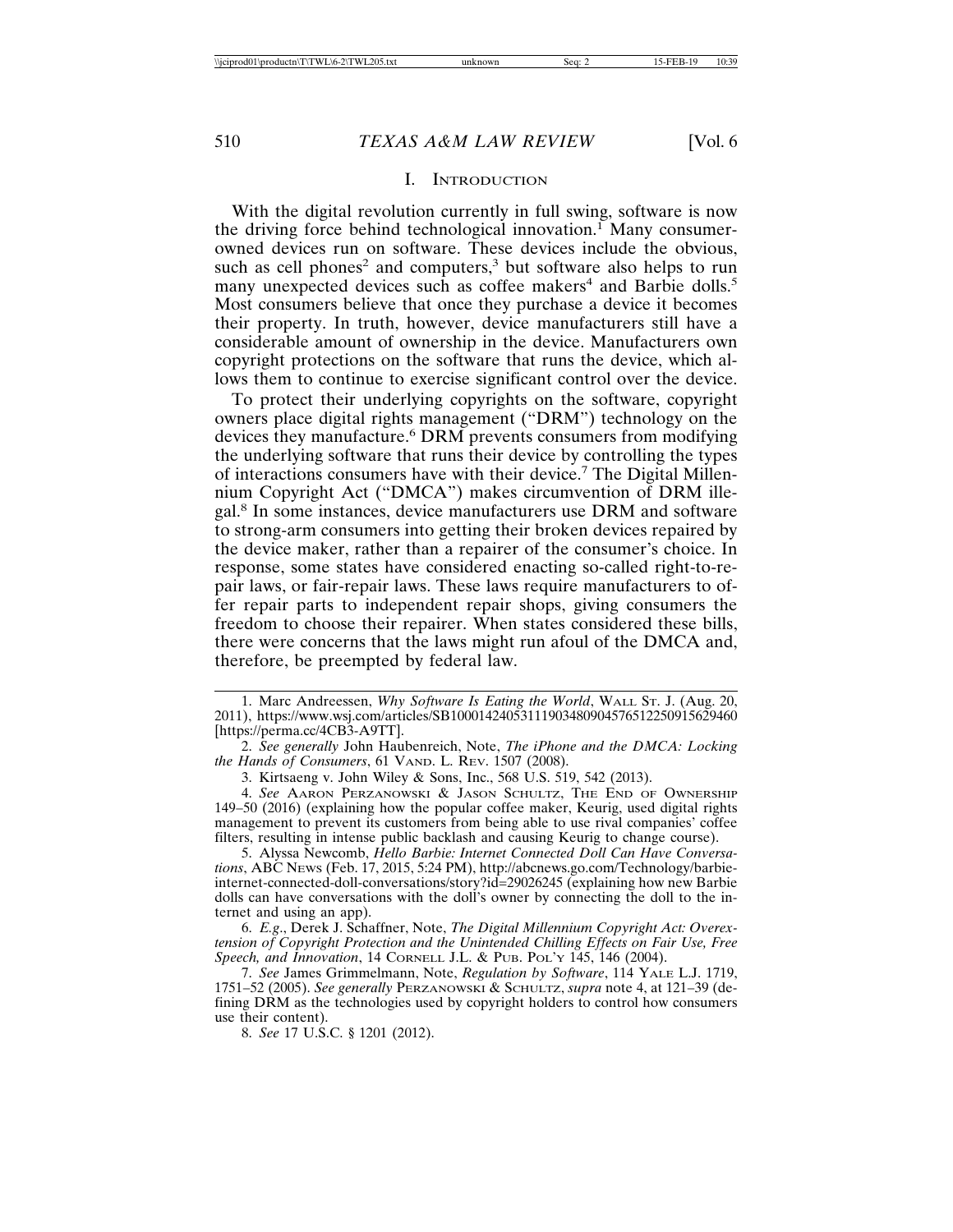## I. INTRODUCTION

With the digital revolution currently in full swing, software is now the driving force behind technological innovation.[1] Many consumer-owned devices run on software. These devices include the obvious, such as cell phones[2] and computers,[3] but software also helps to run many unexpected devices such as coffee makers[4] and Barbie dolls.[5] Most consumers believe that once they purchase a device it becomes their property. In truth, however, device manufacturers still have a considerable amount of ownership in the device. Manufacturers own copyright protections on the software that runs the device, which allows them to continue to exercise significant control over the device.

To protect their underlying copyrights on the software, copyright owners place digital rights management ("DRM") technology on the devices they manufacture.[6] DRM prevents consumers from modifying the underlying software that runs their device by controlling the types of interactions consumers have with their device.[7] The Digital Millennium Copyright Act ("DMCA") makes circumvention of DRM illegal.[8] In some instances, device manufacturers use DRM and software to strong-arm consumers into getting their broken devices repaired by the device maker, rather than a repairer of the consumer's choice. In response, some states have considered enacting so-called right-to-repair laws, or fair-repair laws. These laws require manufacturers to offer repair parts to independent repair shops, giving consumers the freedom to choose their repairer. When states considered these bills, there were concerns that the laws might run afoul of the DMCA and, therefore, be preempted by federal law.

---

1. Marc Andreessen, *Why Software Is Eating the World*, WALL ST. J. (Aug. 20, 2011), https://www.wsj.com/articles/SB10001424053111903480904576512250915629460 [https://perma.cc/4CB3-A9TT].

2. *See generally* John Haubenreich, Note, *The iPhone and the DMCA: Locking the Hands of Consumers*, 61 VAND. L. REV. 1507 (2008).

3. Kirtsaeng v. John Wiley & Sons, Inc., 568 U.S. 519, 542 (2013).

4. *See* AARON PERZANOWSKI & JASON SCHULTZ, THE END OF OWNERSHIP 149–50 (2016) (explaining how the popular coffee maker, Keurig, used digital rights management to prevent its customers from being able to use rival companies' coffee filters, resulting in intense public backlash and causing Keurig to change course).

5. Alyssa Newcomb, *Hello Barbie: Internet Connected Doll Can Have Conversations*, ABC NEWS (Feb. 17, 2015, 5:24 PM), http://abcnews.go.com/Technology/barbie-internet-connected-doll-conversations/story?id=29026245 (explaining how new Barbie dolls can have conversations with the doll's owner by connecting the doll to the internet and using an app).

6. *E.g.*, Derek J. Schaffner, Note, *The Digital Millennium Copyright Act: Overextension of Copyright Protection and the Unintended Chilling Effects on Fair Use, Free Speech, and Innovation*, 14 CORNELL J.L. & PUB. POL'Y 145, 146 (2004).

7. *See* James Grimmelmann, Note, *Regulation by Software*, 114 YALE L.J. 1719, 1751–52 (2005). *See generally* PERZANOWSKI & SCHULTZ, *supra* note 4, at 121–39 (defining DRM as the technologies used by copyright holders to control how consumers use their content).

8. *See* 17 U.S.C. § 1201 (2012).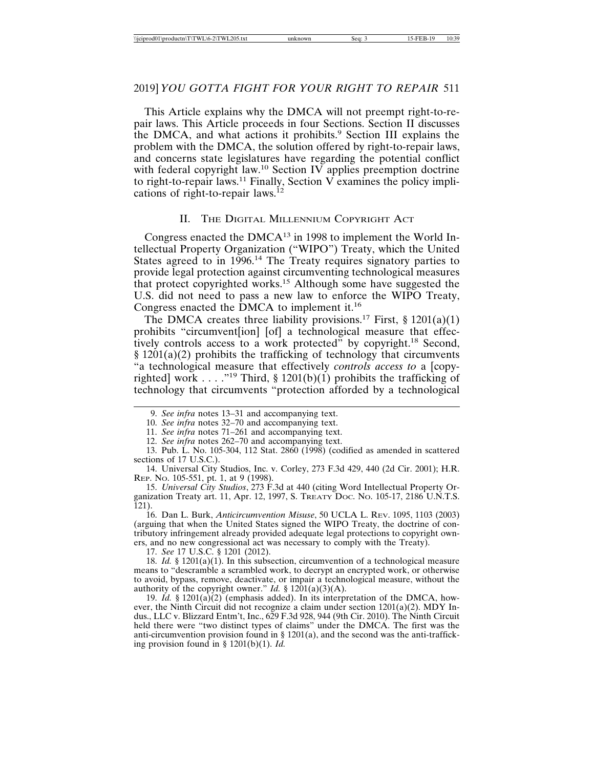This Article explains why the DMCA will not preempt right-to-repair laws. This Article proceeds in four Sections. Section II discusses the DMCA, and what actions it prohibits.[9] Section III explains the problem with the DMCA, the solution offered by right-to-repair laws, and concerns state legislatures have regarding the potential conflict with federal copyright law.[10] Section IV applies preemption doctrine to right-to-repair laws.[11] Finally, Section V examines the policy implications of right-to-repair laws.[12]

## II. The Digital Millennium Copyright Act

Congress enacted the DMCA[13] in 1998 to implement the World Intellectual Property Organization ("WIPO") Treaty, which the United States agreed to in 1996.[14] The Treaty requires signatory parties to provide legal protection against circumventing technological measures that protect copyrighted works.[15] Although some have suggested the U.S. did not need to pass a new law to enforce the WIPO Treaty, Congress enacted the DMCA to implement it.[16]

The DMCA creates three liability provisions.[17] First, § 1201(a)(1) prohibits "circumvent[ion] [of] a technological measure that effectively controls access to a work protected" by copyright.[18] Second, § 1201(a)(2) prohibits the trafficking of technology that circumvents "a technological measure that effectively *controls access to* a [copyrighted] work . . . ."[19] Third, § 1201(b)(1) prohibits the trafficking of technology that circumvents "protection afforded by a technological

---

9. *See infra* notes 13–31 and accompanying text.

10. *See infra* notes 32–70 and accompanying text.

11. *See infra* notes 71–261 and accompanying text.

12. *See infra* notes 262–70 and accompanying text.

13. Pub. L. No. 105-304, 112 Stat. 2860 (1998) (codified as amended in scattered sections of 17 U.S.C.).

14. Universal City Studios, Inc. v. Corley, 273 F.3d 429, 440 (2d Cir. 2001); H.R. Rep. No. 105-551, pt. 1, at 9 (1998).

15. *Universal City Studios*, 273 F.3d at 440 (citing Word Intellectual Property Organization Treaty art. 11, Apr. 12, 1997, S. Treaty Doc. No. 105-17, 2186 U.N.T.S. 121).

16. Dan L. Burk, *Anticircumvention Misuse*, 50 UCLA L. Rev. 1095, 1103 (2003) (arguing that when the United States signed the WIPO Treaty, the doctrine of contributory infringement already provided adequate legal protections to copyright owners, and no new congressional act was necessary to comply with the Treaty).

17. *See* 17 U.S.C. § 1201 (2012).

18. *Id.* § 1201(a)(1). In this subsection, circumvention of a technological measure means to "descramble a scrambled work, to decrypt an encrypted work, or otherwise to avoid, bypass, remove, deactivate, or impair a technological measure, without the authority of the copyright owner." *Id.* § 1201(a)(3)(A).

19. *Id.* § 1201(a)(2) (emphasis added). In its interpretation of the DMCA, however, the Ninth Circuit did not recognize a claim under section 1201(a)(2). MDY Indus., LLC v. Blizzard Entm't, Inc., 629 F.3d 928, 944 (9th Cir. 2010). The Ninth Circuit held there were "two distinct types of claims" under the DMCA. The first was the anti-circumvention provision found in § 1201(a), and the second was the anti-trafficking provision found in § 1201(b)(1). *Id.*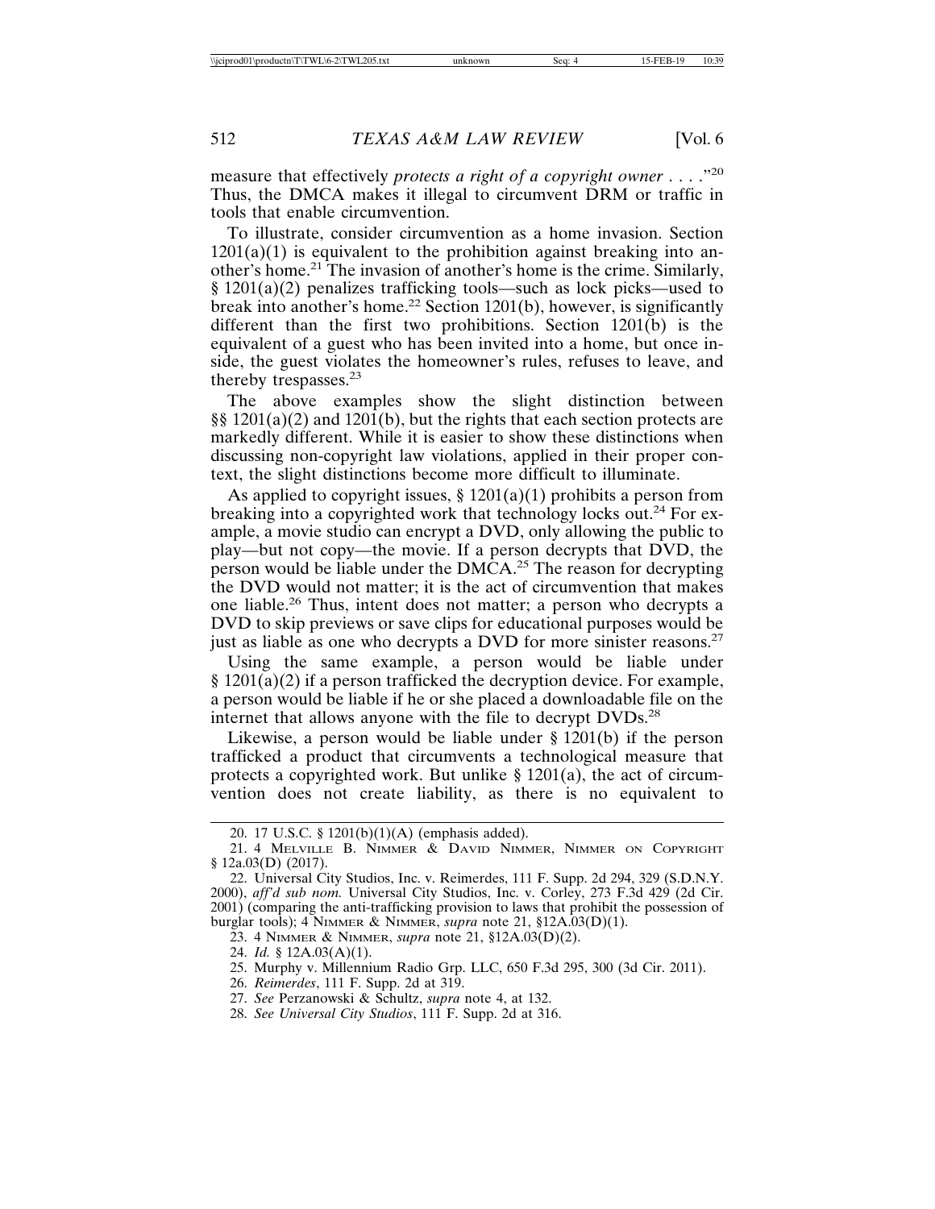measure that effectively *protects a right of a copyright owner* . . . ."[20] Thus, the DMCA makes it illegal to circumvent DRM or traffic in tools that enable circumvention.

To illustrate, consider circumvention as a home invasion. Section 1201(a)(1) is equivalent to the prohibition against breaking into another's home.[21] The invasion of another's home is the crime. Similarly, § 1201(a)(2) penalizes trafficking tools—such as lock picks—used to break into another's home.[22] Section 1201(b), however, is significantly different than the first two prohibitions. Section 1201(b) is the equivalent of a guest who has been invited into a home, but once inside, the guest violates the homeowner's rules, refuses to leave, and thereby trespasses.[23]

The above examples show the slight distinction between §§ 1201(a)(2) and 1201(b), but the rights that each section protects are markedly different. While it is easier to show these distinctions when discussing non-copyright law violations, applied in their proper context, the slight distinctions become more difficult to illuminate.

As applied to copyright issues, § 1201(a)(1) prohibits a person from breaking into a copyrighted work that technology locks out.[24] For example, a movie studio can encrypt a DVD, only allowing the public to play—but not copy—the movie. If a person decrypts that DVD, the person would be liable under the DMCA.[25] The reason for decrypting the DVD would not matter; it is the act of circumvention that makes one liable.[26] Thus, intent does not matter; a person who decrypts a DVD to skip previews or save clips for educational purposes would be just as liable as one who decrypts a DVD for more sinister reasons.[27]

Using the same example, a person would be liable under § 1201(a)(2) if a person trafficked the decryption device. For example, a person would be liable if he or she placed a downloadable file on the internet that allows anyone with the file to decrypt DVDs.[28]

Likewise, a person would be liable under § 1201(b) if the person trafficked a product that circumvents a technological measure that protects a copyrighted work. But unlike § 1201(a), the act of circumvention does not create liability, as there is no equivalent to

---

20. 17 U.S.C. § 1201(b)(1)(A) (emphasis added).

21. 4 Melville B. Nimmer & David Nimmer, Nimmer on Copyright § 12a.03(D) (2017).

22. Universal City Studios, Inc. v. Reimerdes, 111 F. Supp. 2d 294, 329 (S.D.N.Y. 2000), *aff'd sub nom.* Universal City Studios, Inc. v. Corley, 273 F.3d 429 (2d Cir. 2001) (comparing the anti-trafficking provision to laws that prohibit the possession of burglar tools); 4 Nimmer & Nimmer, *supra* note 21, §12A.03(D)(1).

23. 4 Nimmer & Nimmer, *supra* note 21, §12A.03(D)(2).

24. *Id.* § 12A.03(A)(1).

25. Murphy v. Millennium Radio Grp. LLC, 650 F.3d 295, 300 (3d Cir. 2011).

26. *Reimerdes*, 111 F. Supp. 2d at 319.

27. *See* Perzanowski & Schultz, *supra* note 4, at 132.

28. *See Universal City Studios*, 111 F. Supp. 2d at 316.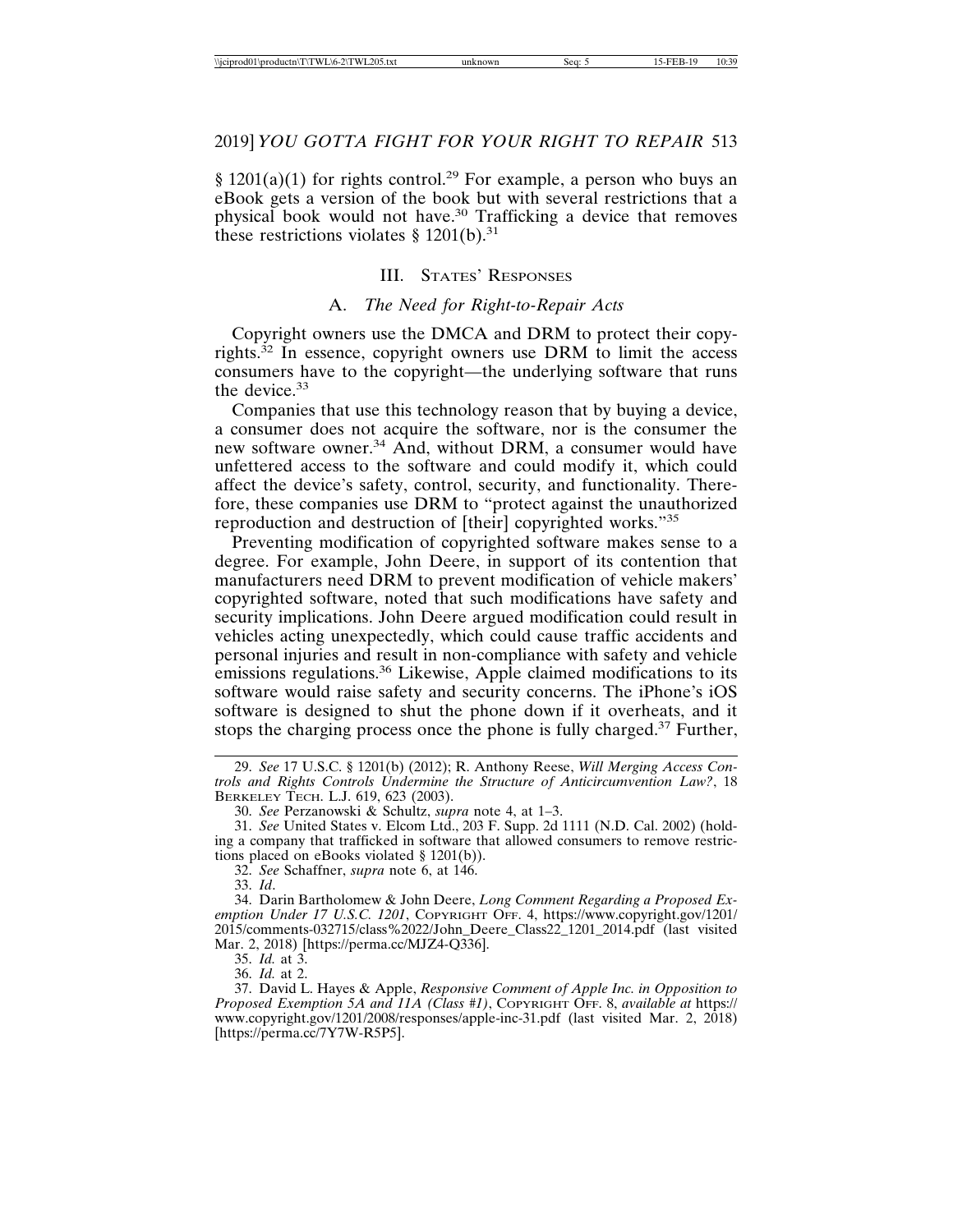§ 1201(a)(1) for rights control.[29] For example, a person who buys an eBook gets a version of the book but with several restrictions that a physical book would not have.[30] Trafficking a device that removes these restrictions violates § 1201(b).[31]

## III. States' Responses

### A. *The Need for Right-to-Repair Acts*

Copyright owners use the DMCA and DRM to protect their copyrights.[32] In essence, copyright owners use DRM to limit the access consumers have to the copyright—the underlying software that runs the device.[33]

Companies that use this technology reason that by buying a device, a consumer does not acquire the software, nor is the consumer the new software owner.[34] And, without DRM, a consumer would have unfettered access to the software and could modify it, which could affect the device's safety, control, security, and functionality. Therefore, these companies use DRM to "protect against the unauthorized reproduction and destruction of [their] copyrighted works."[35]

Preventing modification of copyrighted software makes sense to a degree. For example, John Deere, in support of its contention that manufacturers need DRM to prevent modification of vehicle makers' copyrighted software, noted that such modifications have safety and security implications. John Deere argued modification could result in vehicles acting unexpectedly, which could cause traffic accidents and personal injuries and result in non-compliance with safety and vehicle emissions regulations.[36] Likewise, Apple claimed modifications to its software would raise safety and security concerns. The iPhone's iOS software is designed to shut the phone down if it overheats, and it stops the charging process once the phone is fully charged.[37] Further,

---

29. *See* 17 U.S.C. § 1201(b) (2012); R. Anthony Reese, *Will Merging Access Controls and Rights Controls Undermine the Structure of Anticircumvention Law?*, 18 Berkeley Tech. L.J. 619, 623 (2003).

30. *See* Perzanowski & Schultz, *supra* note 4, at 1–3.

31. *See* United States v. Elcom Ltd., 203 F. Supp. 2d 1111 (N.D. Cal. 2002) (holding a company that trafficked in software that allowed consumers to remove restrictions placed on eBooks violated § 1201(b)).

32. *See* Schaffner, *supra* note 6, at 146.

33. *Id*.

34. Darin Bartholomew & John Deere, *Long Comment Regarding a Proposed Exemption Under 17 U.S.C. 1201*, Copyright Off. 4, https://www.copyright.gov/1201/2015/comments-032715/class%2022/John_Deere_Class22_1201_2014.pdf (last visited Mar. 2, 2018) [https://perma.cc/MJZ4-Q336].

35. *Id.* at 3.

36. *Id.* at 2.

37. David L. Hayes & Apple, *Responsive Comment of Apple Inc. in Opposition to Proposed Exemption 5A and 11A (Class #1)*, Copyright Off. 8, *available at* https://www.copyright.gov/1201/2008/responses/apple-inc-31.pdf (last visited Mar. 2, 2018) [https://perma.cc/7Y7W-R5P5].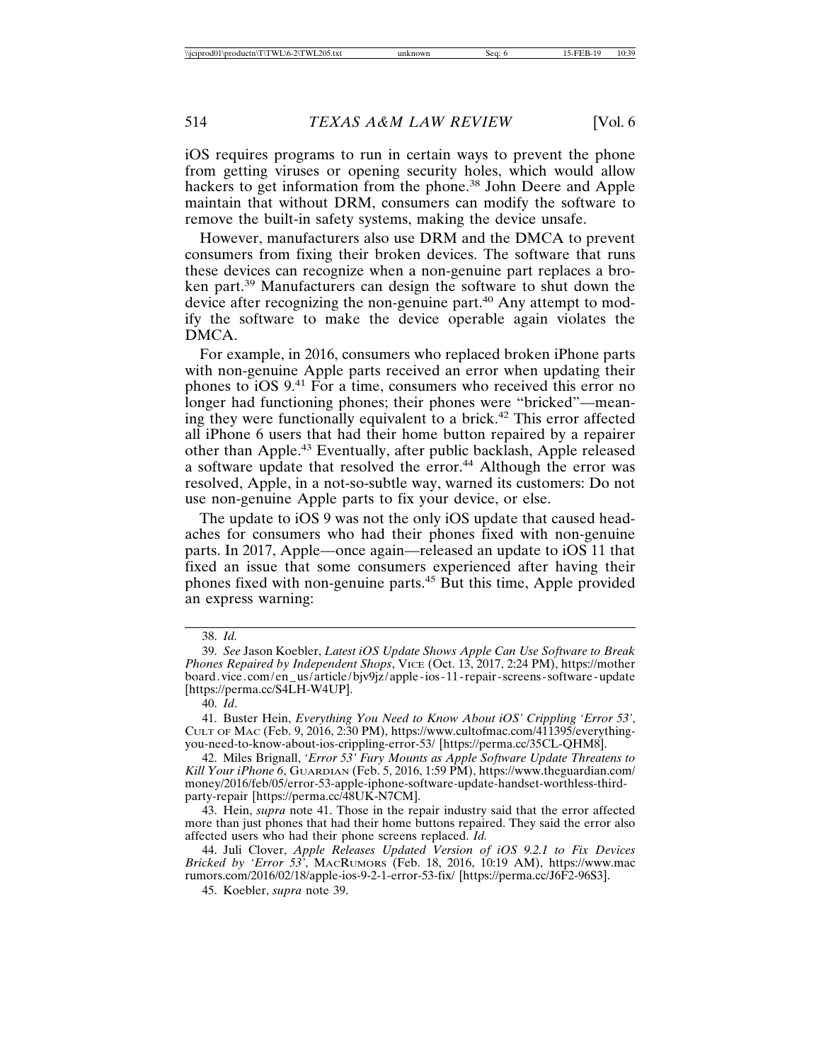iOS requires programs to run in certain ways to prevent the phone from getting viruses or opening security holes, which would allow hackers to get information from the phone.[38] John Deere and Apple maintain that without DRM, consumers can modify the software to remove the built-in safety systems, making the device unsafe.

However, manufacturers also use DRM and the DMCA to prevent consumers from fixing their broken devices. The software that runs these devices can recognize when a non-genuine part replaces a broken part.[39] Manufacturers can design the software to shut down the device after recognizing the non-genuine part.[40] Any attempt to modify the software to make the device operable again violates the DMCA.

For example, in 2016, consumers who replaced broken iPhone parts with non-genuine Apple parts received an error when updating their phones to iOS 9.[41] For a time, consumers who received this error no longer had functioning phones; their phones were "bricked"—meaning they were functionally equivalent to a brick.[42] This error affected all iPhone 6 users that had their home button repaired by a repairer other than Apple.[43] Eventually, after public backlash, Apple released a software update that resolved the error.[44] Although the error was resolved, Apple, in a not-so-subtle way, warned its customers: Do not use non-genuine Apple parts to fix your device, or else.

The update to iOS 9 was not the only iOS update that caused headaches for consumers who had their phones fixed with non-genuine parts. In 2017, Apple—once again—released an update to iOS 11 that fixed an issue that some consumers experienced after having their phones fixed with non-genuine parts.[45] But this time, Apple provided an express warning:

---

38. *Id.*

39. *See* Jason Koebler, *Latest iOS Update Shows Apple Can Use Software to Break Phones Repaired by Independent Shops*, VICE (Oct. 13, 2017, 2:24 PM), https://motherboard.vice.com/en_us/article/bjv9jz/apple-ios-11-repair-screens-software-update [https://perma.cc/S4LH-W4UP].

40. *Id*.

41. Buster Hein, *Everything You Need to Know About iOS' Crippling 'Error 53'*, CULT OF MAC (Feb. 9, 2016, 2:30 PM), https://www.cultofmac.com/411395/everything-you-need-to-know-about-ios-crippling-error-53/ [https://perma.cc/35CL-QHM8].

42. Miles Brignall, *'Error 53' Fury Mounts as Apple Software Update Threatens to Kill Your iPhone 6*, GUARDIAN (Feb. 5, 2016, 1:59 PM), https://www.theguardian.com/money/2016/feb/05/error-53-apple-iphone-software-update-handset-worthless-third-party-repair [https://perma.cc/48UK-N7CM].

43. Hein, *supra* note 41. Those in the repair industry said that the error affected more than just phones that had their home buttons repaired. They said the error also affected users who had their phone screens replaced. *Id.*

44. Juli Clover, *Apple Releases Updated Version of iOS 9.2.1 to Fix Devices Bricked by 'Error 53'*, MACRUMORS (Feb. 18, 2016, 10:19 AM), https://www.macrumors.com/2016/02/18/apple-ios-9-2-1-error-53-fix/ [https://perma.cc/J6F2-96S3].

45. Koebler, *supra* note 39.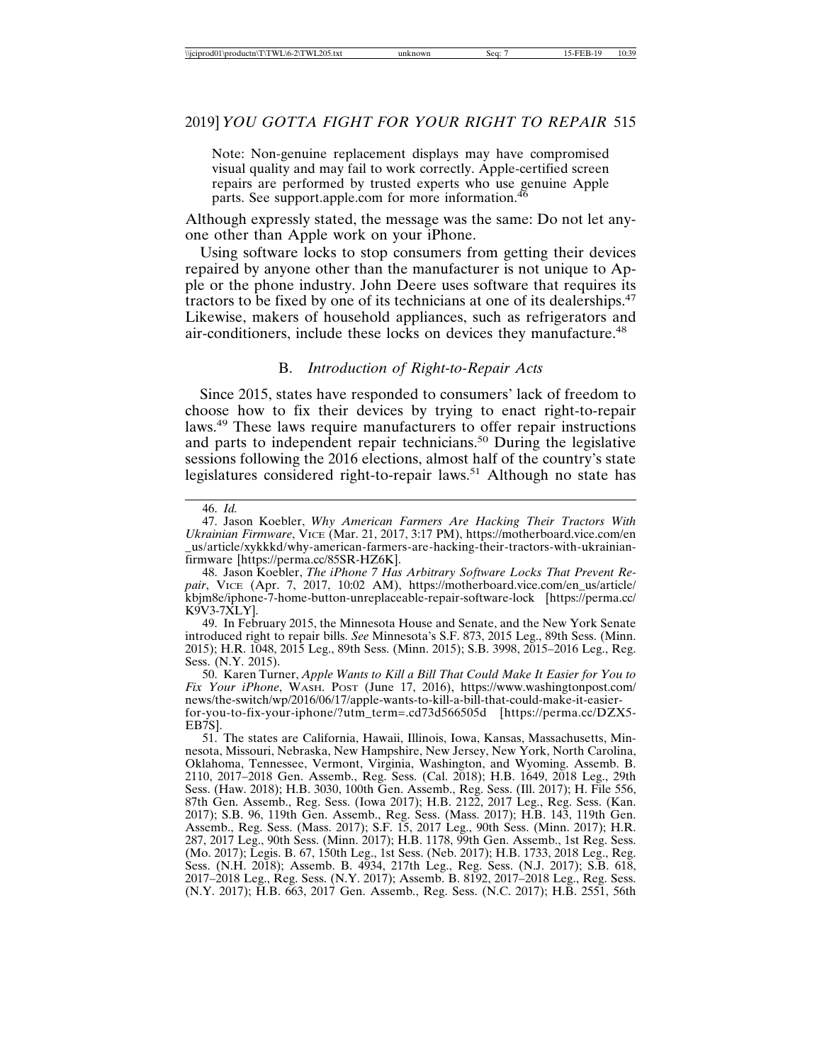> Note: Non-genuine replacement displays may have compromised visual quality and may fail to work correctly. Apple-certified screen repairs are performed by trusted experts who use genuine Apple parts. See support.apple.com for more information.[46]

Although expressly stated, the message was the same: Do not let anyone other than Apple work on your iPhone.

Using software locks to stop consumers from getting their devices repaired by anyone other than the manufacturer is not unique to Apple or the phone industry. John Deere uses software that requires its tractors to be fixed by one of its technicians at one of its dealerships.[47] Likewise, makers of household appliances, such as refrigerators and air-conditioners, include these locks on devices they manufacture.[48]

### B. *Introduction of Right-to-Repair Acts*

Since 2015, states have responded to consumers' lack of freedom to choose how to fix their devices by trying to enact right-to-repair laws.[49] These laws require manufacturers to offer repair instructions and parts to independent repair technicians.[50] During the legislative sessions following the 2016 elections, almost half of the country's state legislatures considered right-to-repair laws.[51] Although no state has

---

46. *Id.*

47. Jason Koebler, *Why American Farmers Are Hacking Their Tractors With Ukrainian Firmware*, VICE (Mar. 21, 2017, 3:17 PM), https://motherboard.vice.com/en_us/article/xykkkd/why-american-farmers-are-hacking-their-tractors-with-ukrainian-firmware [https://perma.cc/85SR-HZ6K].

48. Jason Koebler, *The iPhone 7 Has Arbitrary Software Locks That Prevent Repair*, VICE (Apr. 7, 2017, 10:02 AM), https://motherboard.vice.com/en_us/article/kbjm8e/iphone-7-home-button-unreplaceable-repair-software-lock [https://perma.cc/K9V3-7XLY].

49. In February 2015, the Minnesota House and Senate, and the New York Senate introduced right to repair bills. *See* Minnesota's S.F. 873, 2015 Leg., 89th Sess. (Minn. 2015); H.R. 1048, 2015 Leg., 89th Sess. (Minn. 2015); S.B. 3998, 2015–2016 Leg., Reg. Sess. (N.Y. 2015).

50. Karen Turner, *Apple Wants to Kill a Bill That Could Make It Easier for You to Fix Your iPhone*, WASH. POST (June 17, 2016), https://www.washingtonpost.com/news/the-switch/wp/2016/06/17/apple-wants-to-kill-a-bill-that-could-make-it-easier-for-you-to-fix-your-iphone/?utm_term=.cd73d566505d [https://perma.cc/DZX5-EB7S].

51. The states are California, Hawaii, Illinois, Iowa, Kansas, Massachusetts, Minnesota, Missouri, Nebraska, New Hampshire, New Jersey, New York, North Carolina, Oklahoma, Tennessee, Vermont, Virginia, Washington, and Wyoming. Assemb. B. 2110, 2017–2018 Gen. Assemb., Reg. Sess. (Cal. 2018); H.B. 1649, 2018 Leg., 29th Sess. (Haw. 2018); H.B. 3030, 100th Gen. Assemb., Reg. Sess. (Ill. 2017); H. File 556, 87th Gen. Assemb., Reg. Sess. (Iowa 2017); H.B. 2122, 2017 Leg., Reg. Sess. (Kan. 2017); S.B. 96, 119th Gen. Assemb., Reg. Sess. (Mass. 2017); H.B. 143, 119th Gen. Assemb., Reg. Sess. (Mass. 2017); S.F. 15, 2017 Leg., 90th Sess. (Minn. 2017); H.R. 287, 2017 Leg., 90th Sess. (Minn. 2017); H.B. 1178, 99th Gen. Assemb., 1st Reg. Sess. (Mo. 2017); Legis. B. 67, 150th Leg., 1st Sess. (Neb. 2017); H.B. 1733, 2018 Leg., Reg. Sess. (N.H. 2018); Assemb. B. 4934, 217th Leg., Reg. Sess. (N.J. 2017); S.B. 618, 2017–2018 Leg., Reg. Sess. (N.Y. 2017); Assemb. B. 8192, 2017–2018 Leg., Reg. Sess. (N.Y. 2017); H.B. 663, 2017 Gen. Assemb., Reg. Sess. (N.C. 2017); H.B. 2551, 56th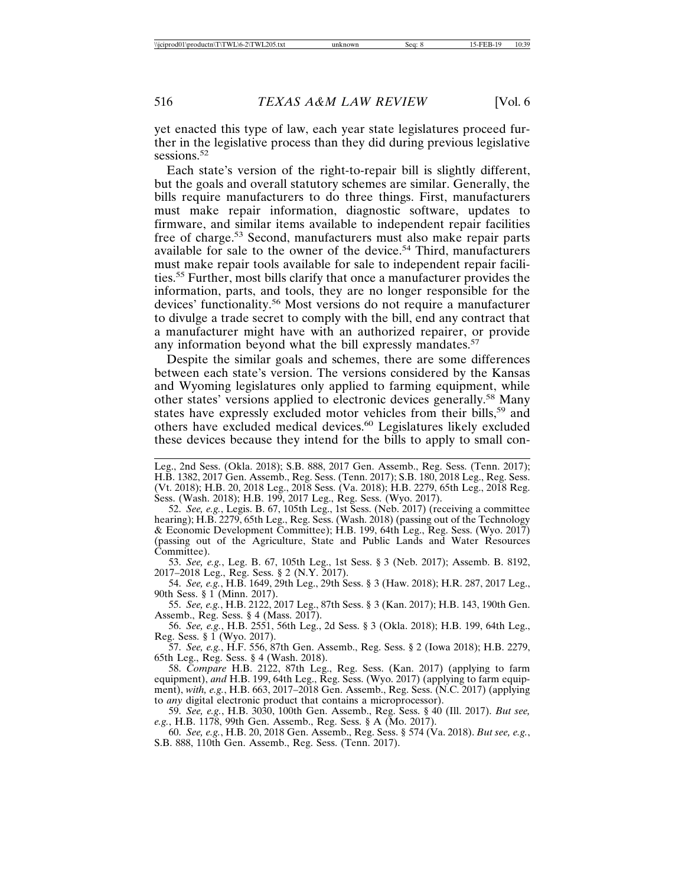yet enacted this type of law, each year state legislatures proceed further in the legislative process than they did during previous legislative sessions.[52]

Each state's version of the right-to-repair bill is slightly different, but the goals and overall statutory schemes are similar. Generally, the bills require manufacturers to do three things. First, manufacturers must make repair information, diagnostic software, updates to firmware, and similar items available to independent repair facilities free of charge.[53] Second, manufacturers must also make repair parts available for sale to the owner of the device.[54] Third, manufacturers must make repair tools available for sale to independent repair facilities.[55] Further, most bills clarify that once a manufacturer provides the information, parts, and tools, they are no longer responsible for the devices' functionality.[56] Most versions do not require a manufacturer to divulge a trade secret to comply with the bill, end any contract that a manufacturer might have with an authorized repairer, or provide any information beyond what the bill expressly mandates.[57]

Despite the similar goals and schemes, there are some differences between each state's version. The versions considered by the Kansas and Wyoming legislatures only applied to farming equipment, while other states' versions applied to electronic devices generally.[58] Many states have expressly excluded motor vehicles from their bills,[59] and others have excluded medical devices.[60] Legislatures likely excluded these devices because they intend for the bills to apply to small con-

---

Leg., 2nd Sess. (Okla. 2018); S.B. 888, 2017 Gen. Assemb., Reg. Sess. (Tenn. 2017); H.B. 1382, 2017 Gen. Assemb., Reg. Sess. (Tenn. 2017); S.B. 180, 2018 Leg., Reg. Sess. (Vt. 2018); H.B. 20, 2018 Leg., 2018 Sess. (Va. 2018); H.B. 2279, 65th Leg., 2018 Reg. Sess. (Wash. 2018); H.B. 199, 2017 Leg., Reg. Sess. (Wyo. 2017).

52. *See, e.g.*, Legis. B. 67, 105th Leg., 1st Sess. (Neb. 2017) (receiving a committee hearing); H.B. 2279, 65th Leg., Reg. Sess. (Wash. 2018) (passing out of the Technology & Economic Development Committee); H.B. 199, 64th Leg., Reg. Sess. (Wyo. 2017) (passing out of the Agriculture, State and Public Lands and Water Resources Committee).

53. *See, e.g.*, Leg. B. 67, 105th Leg., 1st Sess. § 3 (Neb. 2017); Assemb. B. 8192, 2017–2018 Leg., Reg. Sess. § 2 (N.Y. 2017).

54. *See, e.g.*, H.B. 1649, 29th Leg., 29th Sess. § 3 (Haw. 2018); H.R. 287, 2017 Leg., 90th Sess. § 1 (Minn. 2017).

55. *See, e.g.*, H.B. 2122, 2017 Leg., 87th Sess. § 3 (Kan. 2017); H.B. 143, 190th Gen. Assemb., Reg. Sess. § 4 (Mass. 2017).

56. *See, e.g.*, H.B. 2551, 56th Leg., 2d Sess. § 3 (Okla. 2018); H.B. 199, 64th Leg., Reg. Sess. § 1 (Wyo. 2017).

57. *See, e.g.*, H.F. 556, 87th Gen. Assemb., Reg. Sess. § 2 (Iowa 2018); H.B. 2279, 65th Leg., Reg. Sess. § 4 (Wash. 2018).

58. *Compare* H.B. 2122, 87th Leg., Reg. Sess. (Kan. 2017) (applying to farm equipment), *and* H.B. 199, 64th Leg., Reg. Sess. (Wyo. 2017) (applying to farm equipment), *with, e.g.*, H.B. 663, 2017–2018 Gen. Assemb., Reg. Sess. (N.C. 2017) (applying to *any* digital electronic product that contains a microprocessor).

59. *See, e.g.*, H.B. 3030, 100th Gen. Assemb., Reg. Sess. § 40 (Ill. 2017). *But see, e.g.*, H.B. 1178, 99th Gen. Assemb., Reg. Sess. § A (Mo. 2017).

60. *See, e.g.*, H.B. 20, 2018 Gen. Assemb., Reg. Sess. § 574 (Va. 2018). *But see, e.g.*, S.B. 888, 110th Gen. Assemb., Reg. Sess. (Tenn. 2017).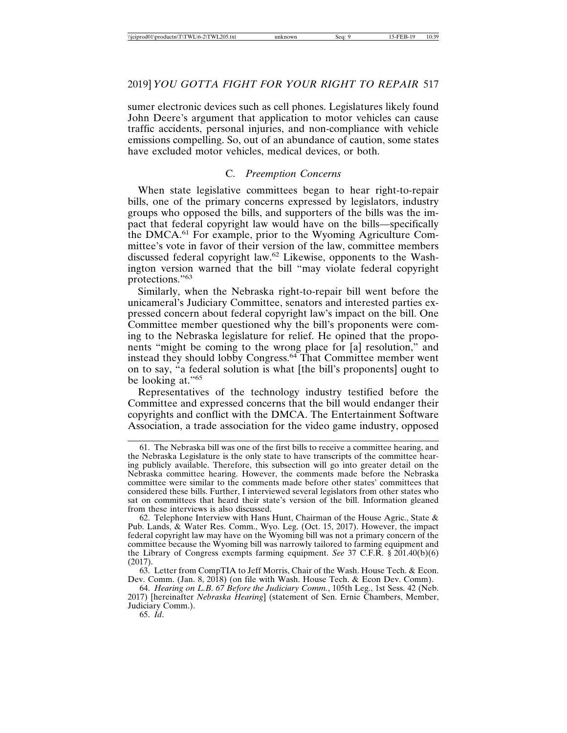sumer electronic devices such as cell phones. Legislatures likely found John Deere's argument that application to motor vehicles can cause traffic accidents, personal injuries, and non-compliance with vehicle emissions compelling. So, out of an abundance of caution, some states have excluded motor vehicles, medical devices, or both.

### C. *Preemption Concerns*

When state legislative committees began to hear right-to-repair bills, one of the primary concerns expressed by legislators, industry groups who opposed the bills, and supporters of the bills was the impact that federal copyright law would have on the bills—specifically the DMCA.[61] For example, prior to the Wyoming Agriculture Committee's vote in favor of their version of the law, committee members discussed federal copyright law.[62] Likewise, opponents to the Washington version warned that the bill "may violate federal copyright protections."[63]

Similarly, when the Nebraska right-to-repair bill went before the unicameral's Judiciary Committee, senators and interested parties expressed concern about federal copyright law's impact on the bill. One Committee member questioned why the bill's proponents were coming to the Nebraska legislature for relief. He opined that the proponents "might be coming to the wrong place for [a] resolution," and instead they should lobby Congress.[64] That Committee member went on to say, "a federal solution is what [the bill's proponents] ought to be looking at."[65]

Representatives of the technology industry testified before the Committee and expressed concerns that the bill would endanger their copyrights and conflict with the DMCA. The Entertainment Software Association, a trade association for the video game industry, opposed

---

61. The Nebraska bill was one of the first bills to receive a committee hearing, and the Nebraska Legislature is the only state to have transcripts of the committee hearing publicly available. Therefore, this subsection will go into greater detail on the Nebraska committee hearing. However, the comments made before the Nebraska committee were similar to the comments made before other states' committees that considered these bills. Further, I interviewed several legislators from other states who sat on committees that heard their state's version of the bill. Information gleaned from these interviews is also discussed.

62. Telephone Interview with Hans Hunt, Chairman of the House Agric., State & Pub. Lands, & Water Res. Comm., Wyo. Leg. (Oct. 15, 2017). However, the impact federal copyright law may have on the Wyoming bill was not a primary concern of the committee because the Wyoming bill was narrowly tailored to farming equipment and the Library of Congress exempts farming equipment. *See* 37 C.F.R. § 201.40(b)(6) (2017).

63. Letter from CompTIA to Jeff Morris, Chair of the Wash. House Tech. & Econ. Dev. Comm. (Jan. 8, 2018) (on file with Wash. House Tech. & Econ Dev. Comm).

64. *Hearing on L.B. 67 Before the Judiciary Comm.*, 105th Leg., 1st Sess. 42 (Neb. 2017) [hereinafter *Nebraska Hearing*] (statement of Sen. Ernie Chambers, Member, Judiciary Comm.).

65. *Id*.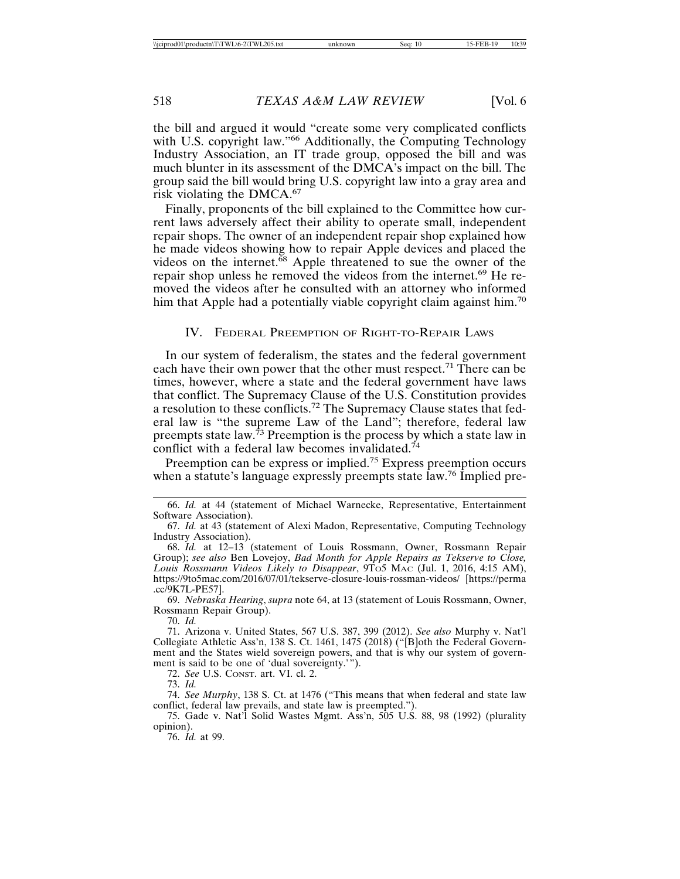the bill and argued it would "create some very complicated conflicts with U.S. copyright law."[66] Additionally, the Computing Technology Industry Association, an IT trade group, opposed the bill and was much blunter in its assessment of the DMCA's impact on the bill. The group said the bill would bring U.S. copyright law into a gray area and risk violating the DMCA.[67]

Finally, proponents of the bill explained to the Committee how current laws adversely affect their ability to operate small, independent repair shops. The owner of an independent repair shop explained how he made videos showing how to repair Apple devices and placed the videos on the internet.[68] Apple threatened to sue the owner of the repair shop unless he removed the videos from the internet.[69] He removed the videos after he consulted with an attorney who informed him that Apple had a potentially viable copyright claim against him.[70]

## IV. Federal Preemption of Right-to-Repair Laws

In our system of federalism, the states and the federal government each have their own power that the other must respect.[71] There can be times, however, where a state and the federal government have laws that conflict. The Supremacy Clause of the U.S. Constitution provides a resolution to these conflicts.[72] The Supremacy Clause states that federal law is "the supreme Law of the Land"; therefore, federal law preempts state law.[73] Preemption is the process by which a state law in conflict with a federal law becomes invalidated.[74]

Preemption can be express or implied.[75] Express preemption occurs when a statute's language expressly preempts state law.[76] Implied pre-

---

66. *Id.* at 44 (statement of Michael Warnecke, Representative, Entertainment Software Association).

67. *Id.* at 43 (statement of Alexi Madon, Representative, Computing Technology Industry Association).

68. *Id.* at 12–13 (statement of Louis Rossmann, Owner, Rossmann Repair Group); *see also* Ben Lovejoy, *Bad Month for Apple Repairs as Tekserve to Close, Louis Rossmann Videos Likely to Disappear*, 9To5 Mac (Jul. 1, 2016, 4:15 AM), https://9to5mac.com/2016/07/01/tekserve-closure-louis-rossman-videos/ [https://perma.cc/9K7L-PE57].

69. *Nebraska Hearing*, *supra* note 64, at 13 (statement of Louis Rossmann, Owner, Rossmann Repair Group).

70. *Id.*

71. Arizona v. United States, 567 U.S. 387, 399 (2012). *See also* Murphy v. Nat'l Collegiate Athletic Ass'n, 138 S. Ct. 1461, 1475 (2018) ("[B]oth the Federal Government and the States wield sovereign powers, and that is why our system of government is said to be one of 'dual sovereignty.'").

72. *See* U.S. Const. art. VI. cl. 2.

73. *Id.*

74. *See Murphy*, 138 S. Ct. at 1476 ("This means that when federal and state law conflict, federal law prevails, and state law is preempted.").

75. Gade v. Nat'l Solid Wastes Mgmt. Ass'n, 505 U.S. 88, 98 (1992) (plurality opinion).

76. *Id.* at 99.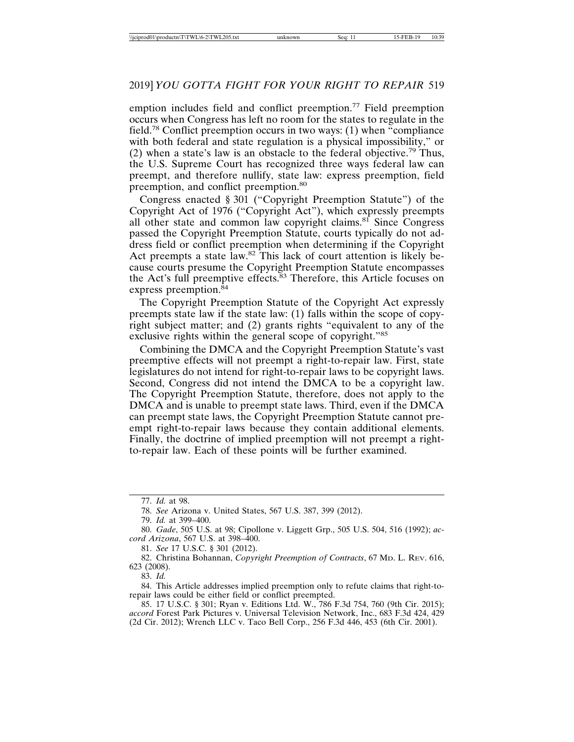emption includes field and conflict preemption.[77] Field preemption occurs when Congress has left no room for the states to regulate in the field.[78] Conflict preemption occurs in two ways: (1) when "compliance with both federal and state regulation is a physical impossibility," or (2) when a state's law is an obstacle to the federal objective.[79] Thus, the U.S. Supreme Court has recognized three ways federal law can preempt, and therefore nullify, state law: express preemption, field preemption, and conflict preemption.[80]

Congress enacted § 301 ("Copyright Preemption Statute") of the Copyright Act of 1976 ("Copyright Act"), which expressly preempts all other state and common law copyright claims.[81] Since Congress passed the Copyright Preemption Statute, courts typically do not address field or conflict preemption when determining if the Copyright Act preempts a state law.[82] This lack of court attention is likely because courts presume the Copyright Preemption Statute encompasses the Act's full preemptive effects.[83] Therefore, this Article focuses on express preemption.[84]

The Copyright Preemption Statute of the Copyright Act expressly preempts state law if the state law: (1) falls within the scope of copyright subject matter; and (2) grants rights "equivalent to any of the exclusive rights within the general scope of copyright."[85]

Combining the DMCA and the Copyright Preemption Statute's vast preemptive effects will not preempt a right-to-repair law. First, state legislatures do not intend for right-to-repair laws to be copyright laws. Second, Congress did not intend the DMCA to be a copyright law. The Copyright Preemption Statute, therefore, does not apply to the DMCA and is unable to preempt state laws. Third, even if the DMCA can preempt state laws, the Copyright Preemption Statute cannot preempt right-to-repair laws because they contain additional elements. Finally, the doctrine of implied preemption will not preempt a right-to-repair law. Each of these points will be further examined.

---

77. *Id.* at 98.

78. *See* Arizona v. United States, 567 U.S. 387, 399 (2012).

79. *Id.* at 399–400.

80. *Gade*, 505 U.S. at 98; Cipollone v. Liggett Grp., 505 U.S. 504, 516 (1992); *accord Arizona*, 567 U.S. at 398–400.

81. *See* 17 U.S.C. § 301 (2012).

82. Christina Bohannan, *Copyright Preemption of Contracts*, 67 MD. L. REV. 616, 623 (2008).

83. *Id.*

84. This Article addresses implied preemption only to refute claims that right-to-repair laws could be either field or conflict preempted.

85. 17 U.S.C. § 301; Ryan v. Editions Ltd. W., 786 F.3d 754, 760 (9th Cir. 2015); *accord* Forest Park Pictures v. Universal Television Network, Inc., 683 F.3d 424, 429 (2d Cir. 2012); Wrench LLC v. Taco Bell Corp., 256 F.3d 446, 453 (6th Cir. 2001).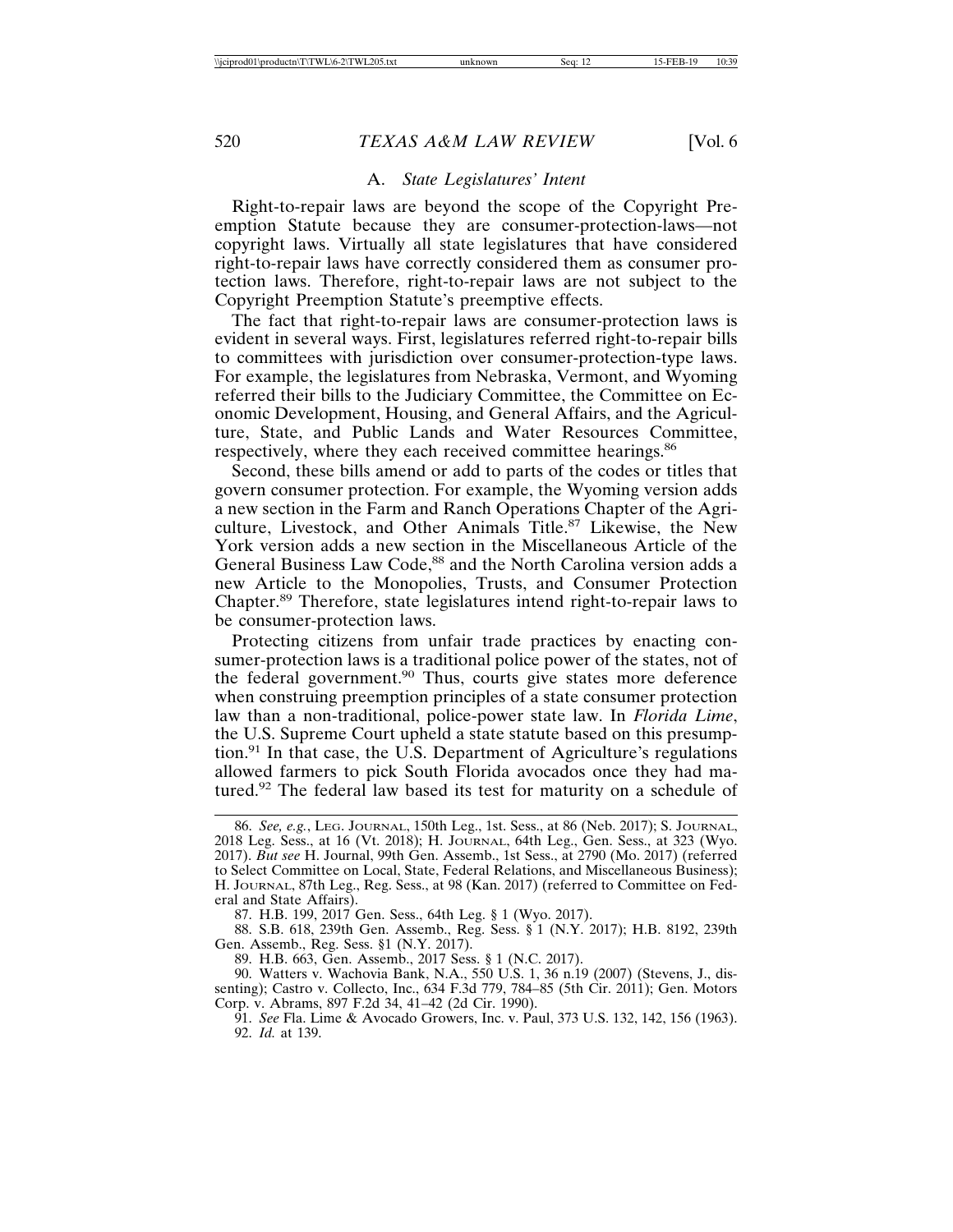### A. *State Legislatures' Intent*

Right-to-repair laws are beyond the scope of the Copyright Preemption Statute because they are consumer-protection-laws—not copyright laws. Virtually all state legislatures that have considered right-to-repair laws have correctly considered them as consumer protection laws. Therefore, right-to-repair laws are not subject to the Copyright Preemption Statute's preemptive effects.

The fact that right-to-repair laws are consumer-protection laws is evident in several ways. First, legislatures referred right-to-repair bills to committees with jurisdiction over consumer-protection-type laws. For example, the legislatures from Nebraska, Vermont, and Wyoming referred their bills to the Judiciary Committee, the Committee on Economic Development, Housing, and General Affairs, and the Agriculture, State, and Public Lands and Water Resources Committee, respectively, where they each received committee hearings.[86]

Second, these bills amend or add to parts of the codes or titles that govern consumer protection. For example, the Wyoming version adds a new section in the Farm and Ranch Operations Chapter of the Agriculture, Livestock, and Other Animals Title.[87] Likewise, the New York version adds a new section in the Miscellaneous Article of the General Business Law Code,[88] and the North Carolina version adds a new Article to the Monopolies, Trusts, and Consumer Protection Chapter.[89] Therefore, state legislatures intend right-to-repair laws to be consumer-protection laws.

Protecting citizens from unfair trade practices by enacting consumer-protection laws is a traditional police power of the states, not of the federal government.[90] Thus, courts give states more deference when construing preemption principles of a state consumer protection law than a non-traditional, police-power state law. In *Florida Lime*, the U.S. Supreme Court upheld a state statute based on this presumption.[91] In that case, the U.S. Department of Agriculture's regulations allowed farmers to pick South Florida avocados once they had matured.[92] The federal law based its test for maturity on a schedule of

---

86. *See, e.g.*, LEG. JOURNAL, 150th Leg., 1st. Sess., at 86 (Neb. 2017); S. JOURNAL, 2018 Leg. Sess., at 16 (Vt. 2018); H. JOURNAL, 64th Leg., Gen. Sess., at 323 (Wyo. 2017). *But see* H. Journal, 99th Gen. Assemb., 1st Sess., at 2790 (Mo. 2017) (referred to Select Committee on Local, State, Federal Relations, and Miscellaneous Business); H. JOURNAL, 87th Leg., Reg. Sess., at 98 (Kan. 2017) (referred to Committee on Federal and State Affairs).

87. H.B. 199, 2017 Gen. Sess., 64th Leg. § 1 (Wyo. 2017).

88. S.B. 618, 239th Gen. Assemb., Reg. Sess. § 1 (N.Y. 2017); H.B. 8192, 239th Gen. Assemb., Reg. Sess. §1 (N.Y. 2017).

89. H.B. 663, Gen. Assemb., 2017 Sess. § 1 (N.C. 2017).

90. Watters v. Wachovia Bank, N.A., 550 U.S. 1, 36 n.19 (2007) (Stevens, J., dissenting); Castro v. Collecto, Inc., 634 F.3d 779, 784–85 (5th Cir. 2011); Gen. Motors Corp. v. Abrams, 897 F.2d 34, 41–42 (2d Cir. 1990).

91. *See* Fla. Lime & Avocado Growers, Inc. v. Paul, 373 U.S. 132, 142, 156 (1963).

92. *Id.* at 139.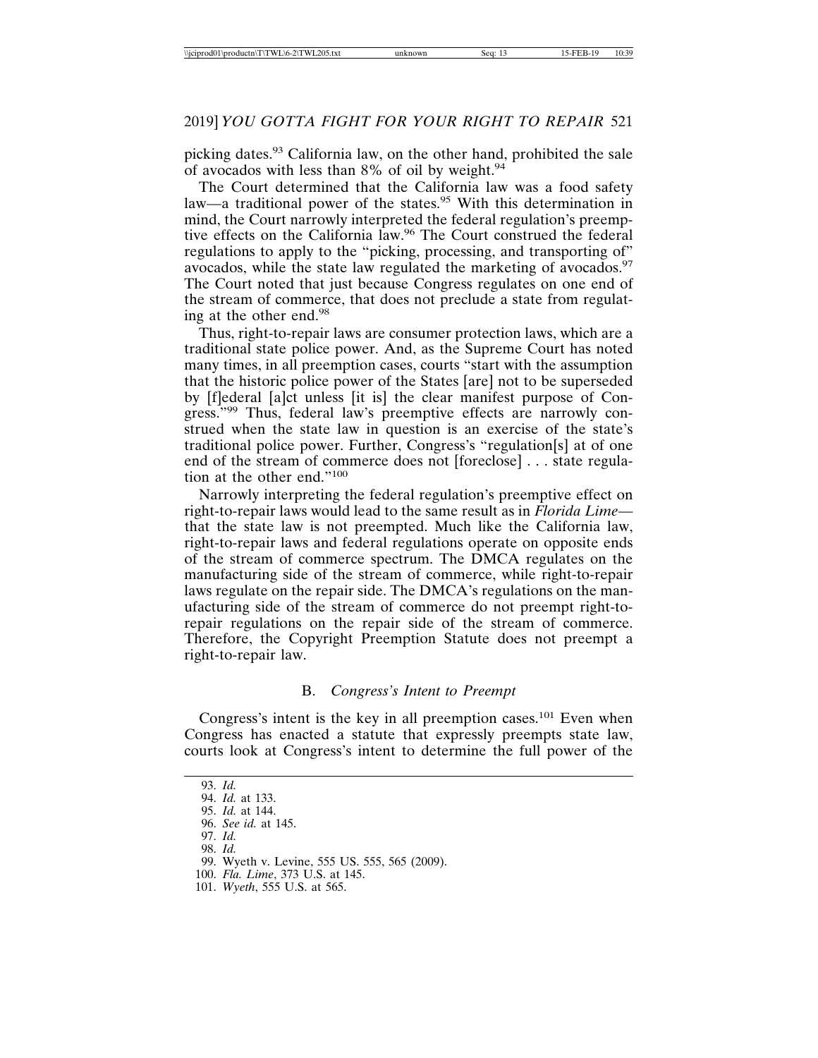picking dates.[93] California law, on the other hand, prohibited the sale of avocados with less than 8% of oil by weight.[94]

The Court determined that the California law was a food safety law—a traditional power of the states.[95] With this determination in mind, the Court narrowly interpreted the federal regulation's preemptive effects on the California law.[96] The Court construed the federal regulations to apply to the "picking, processing, and transporting of" avocados, while the state law regulated the marketing of avocados.[97] The Court noted that just because Congress regulates on one end of the stream of commerce, that does not preclude a state from regulating at the other end.[98]

Thus, right-to-repair laws are consumer protection laws, which are a traditional state police power. And, as the Supreme Court has noted many times, in all preemption cases, courts "start with the assumption that the historic police power of the States [are] not to be superseded by [f]ederal [a]ct unless [it is] the clear manifest purpose of Congress."[99] Thus, federal law's preemptive effects are narrowly construed when the state law in question is an exercise of the state's traditional police power. Further, Congress's "regulation[s] at of one end of the stream of commerce does not [foreclose] . . . state regulation at the other end."[100]

Narrowly interpreting the federal regulation's preemptive effect on right-to-repair laws would lead to the same result as in *Florida Lime*—that the state law is not preempted. Much like the California law, right-to-repair laws and federal regulations operate on opposite ends of the stream of commerce spectrum. The DMCA regulates on the manufacturing side of the stream of commerce, while right-to-repair laws regulate on the repair side. The DMCA's regulations on the manufacturing side of the stream of commerce do not preempt right-to-repair regulations on the repair side of the stream of commerce. Therefore, the Copyright Preemption Statute does not preempt a right-to-repair law.

### B. *Congress's Intent to Preempt*

Congress's intent is the key in all preemption cases.[101] Even when Congress has enacted a statute that expressly preempts state law, courts look at Congress's intent to determine the full power of the

93. *Id.*
94. *Id.* at 133.
95. *Id.* at 144.
96. *See id.* at 145.
97. *Id.*
98. *Id.*
99. Wyeth v. Levine, 555 US. 555, 565 (2009).
100. *Fla. Lime*, 373 U.S. at 145.
101. *Wyeth*, 555 U.S. at 565.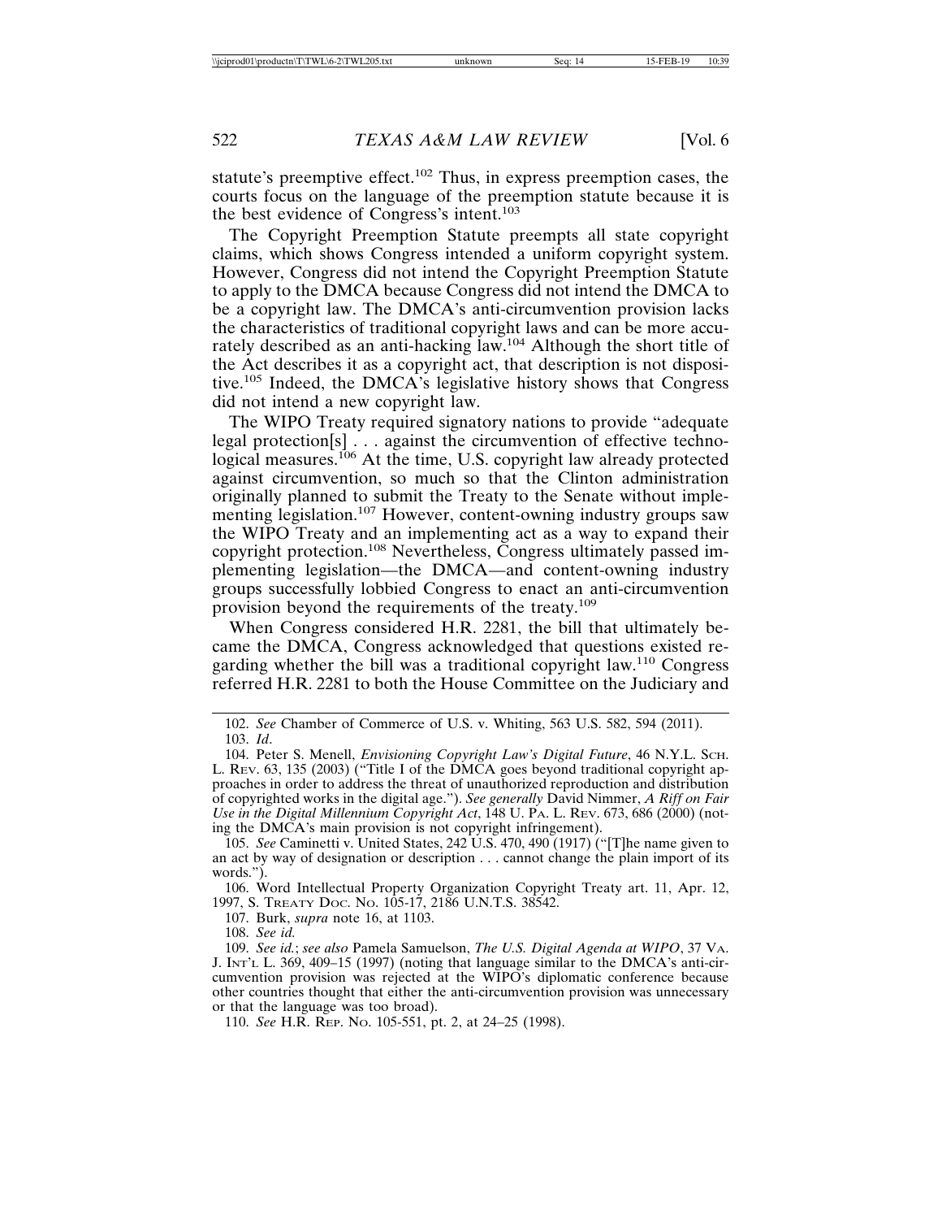statute's preemptive effect.[102] Thus, in express preemption cases, the courts focus on the language of the preemption statute because it is the best evidence of Congress's intent.[103]

The Copyright Preemption Statute preempts all state copyright claims, which shows Congress intended a uniform copyright system. However, Congress did not intend the Copyright Preemption Statute to apply to the DMCA because Congress did not intend the DMCA to be a copyright law. The DMCA's anti-circumvention provision lacks the characteristics of traditional copyright laws and can be more accurately described as an anti-hacking law.[104] Although the short title of the Act describes it as a copyright act, that description is not dispositive.[105] Indeed, the DMCA's legislative history shows that Congress did not intend a new copyright law.

The WIPO Treaty required signatory nations to provide "adequate legal protection[s] . . . against the circumvention of effective technological measures.[106] At the time, U.S. copyright law already protected against circumvention, so much so that the Clinton administration originally planned to submit the Treaty to the Senate without implementing legislation.[107] However, content-owning industry groups saw the WIPO Treaty and an implementing act as a way to expand their copyright protection.[108] Nevertheless, Congress ultimately passed implementing legislation—the DMCA—and content-owning industry groups successfully lobbied Congress to enact an anti-circumvention provision beyond the requirements of the treaty.[109]

When Congress considered H.R. 2281, the bill that ultimately became the DMCA, Congress acknowledged that questions existed regarding whether the bill was a traditional copyright law.[110] Congress referred H.R. 2281 to both the House Committee on the Judiciary and

---

102. *See* Chamber of Commerce of U.S. v. Whiting, 563 U.S. 582, 594 (2011).

103. *Id*.

104. Peter S. Menell, *Envisioning Copyright Law's Digital Future*, 46 N.Y.L. SCH. L. REV. 63, 135 (2003) ("Title I of the DMCA goes beyond traditional copyright approaches in order to address the threat of unauthorized reproduction and distribution of copyrighted works in the digital age."). *See generally* David Nimmer, *A Riff on Fair Use in the Digital Millennium Copyright Act*, 148 U. PA. L. REV. 673, 686 (2000) (noting the DMCA's main provision is not copyright infringement).

105. *See* Caminetti v. United States, 242 U.S. 470, 490 (1917) ("[T]he name given to an act by way of designation or description . . . cannot change the plain import of its words.").

106. Word Intellectual Property Organization Copyright Treaty art. 11, Apr. 12, 1997, S. TREATY DOC. NO. 105-17, 2186 U.N.T.S. 38542.

107. Burk, *supra* note 16, at 1103.

108. *See id.*

109. *See id.*; *see also* Pamela Samuelson, *The U.S. Digital Agenda at WIPO*, 37 VA. J. INT'L L. 369, 409–15 (1997) (noting that language similar to the DMCA's anti-circumvention provision was rejected at the WIPO's diplomatic conference because other countries thought that either the anti-circumvention provision was unnecessary or that the language was too broad).

110. *See* H.R. REP. NO. 105-551, pt. 2, at 24–25 (1998).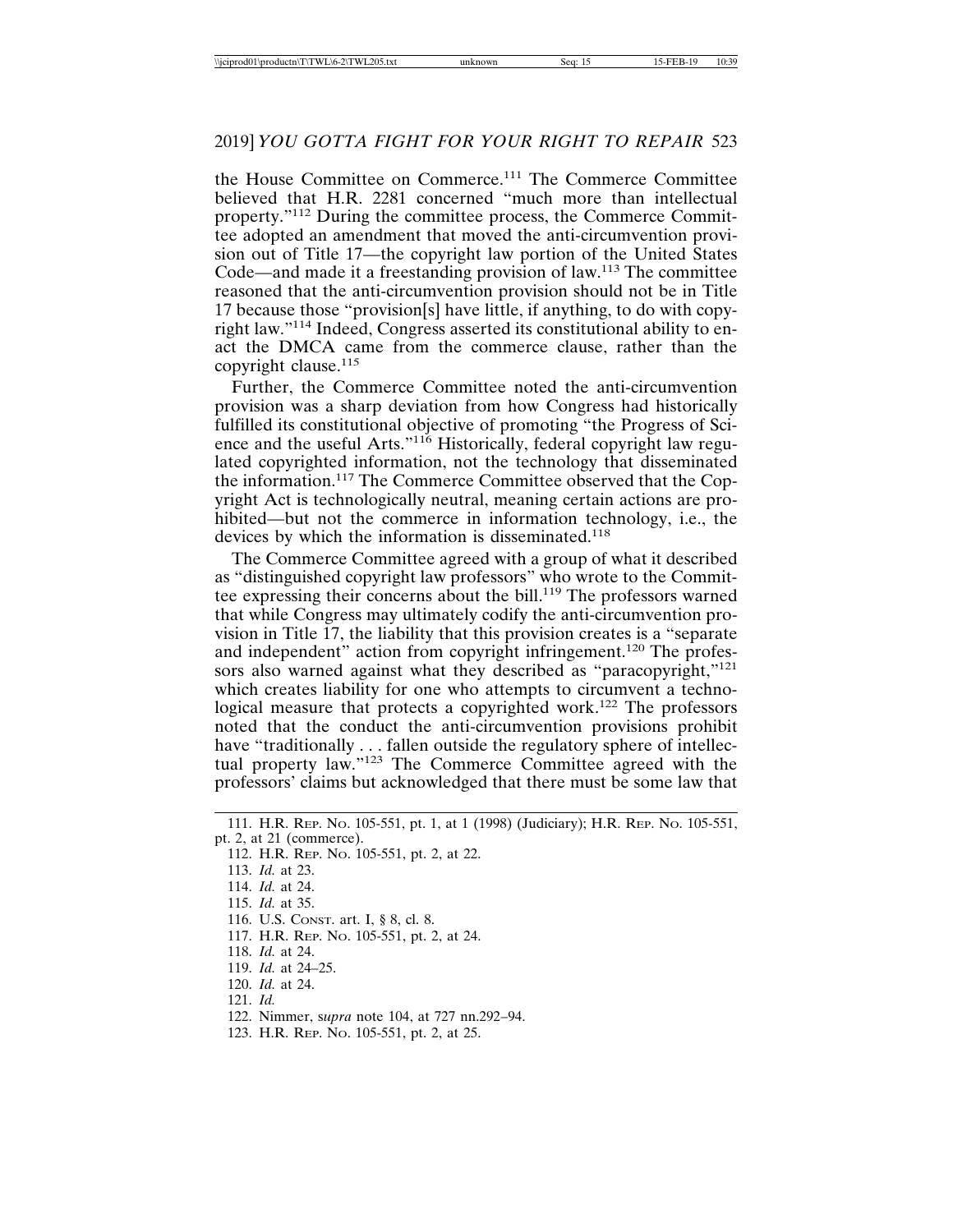the House Committee on Commerce.[111] The Commerce Committee believed that H.R. 2281 concerned "much more than intellectual property."[112] During the committee process, the Commerce Committee adopted an amendment that moved the anti-circumvention provision out of Title 17—the copyright law portion of the United States Code—and made it a freestanding provision of law.[113] The committee reasoned that the anti-circumvention provision should not be in Title 17 because those "provision[s] have little, if anything, to do with copyright law."[114] Indeed, Congress asserted its constitutional ability to enact the DMCA came from the commerce clause, rather than the copyright clause.[115]

Further, the Commerce Committee noted the anti-circumvention provision was a sharp deviation from how Congress had historically fulfilled its constitutional objective of promoting "the Progress of Science and the useful Arts."[116] Historically, federal copyright law regulated copyrighted information, not the technology that disseminated the information.[117] The Commerce Committee observed that the Copyright Act is technologically neutral, meaning certain actions are prohibited—but not the commerce in information technology, i.e., the devices by which the information is disseminated.[118]

The Commerce Committee agreed with a group of what it described as "distinguished copyright law professors" who wrote to the Committee expressing their concerns about the bill.[119] The professors warned that while Congress may ultimately codify the anti-circumvention provision in Title 17, the liability that this provision creates is a "separate and independent" action from copyright infringement.[120] The professors also warned against what they described as "paracopyright,"[121] which creates liability for one who attempts to circumvent a technological measure that protects a copyrighted work.[122] The professors noted that the conduct the anti-circumvention provisions prohibit have "traditionally . . . fallen outside the regulatory sphere of intellectual property law."[123] The Commerce Committee agreed with the professors' claims but acknowledged that there must be some law that

---

111. H.R. Rep. No. 105-551, pt. 1, at 1 (1998) (Judiciary); H.R. Rep. No. 105-551, pt. 2, at 21 (commerce).

112. H.R. Rep. No. 105-551, pt. 2, at 22.

113. *Id.* at 23.

114. *Id.* at 24.

115. *Id.* at 35.

116. U.S. Const. art. I, § 8, cl. 8.

117. H.R. Rep. No. 105-551, pt. 2, at 24.

118. *Id.* at 24.

119. *Id.* at 24–25.

120. *Id.* at 24.

121. *Id.*

122. Nimmer, s*upra* note 104, at 727 nn.292–94.

123. H.R. Rep. No. 105-551, pt. 2, at 25.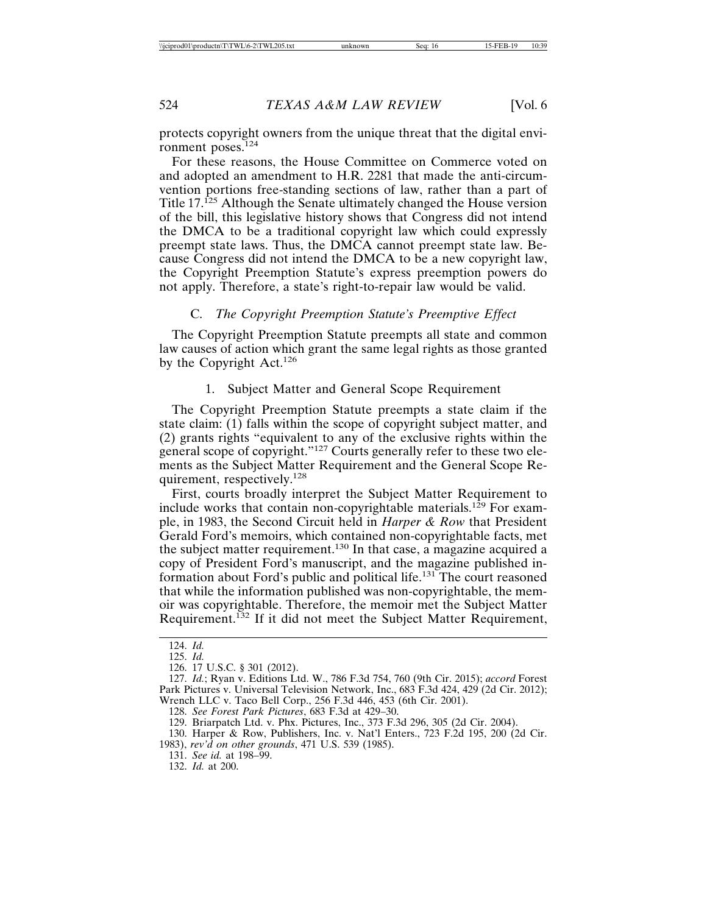protects copyright owners from the unique threat that the digital environment poses.[124]

For these reasons, the House Committee on Commerce voted on and adopted an amendment to H.R. 2281 that made the anti-circumvention portions free-standing sections of law, rather than a part of Title 17.[125] Although the Senate ultimately changed the House version of the bill, this legislative history shows that Congress did not intend the DMCA to be a traditional copyright law which could expressly preempt state laws. Thus, the DMCA cannot preempt state law. Because Congress did not intend the DMCA to be a new copyright law, the Copyright Preemption Statute's express preemption powers do not apply. Therefore, a state's right-to-repair law would be valid.

### C. *The Copyright Preemption Statute's Preemptive Effect*

The Copyright Preemption Statute preempts all state and common law causes of action which grant the same legal rights as those granted by the Copyright Act.[126]

#### 1. Subject Matter and General Scope Requirement

The Copyright Preemption Statute preempts a state claim if the state claim: (1) falls within the scope of copyright subject matter, and (2) grants rights "equivalent to any of the exclusive rights within the general scope of copyright."[127] Courts generally refer to these two elements as the Subject Matter Requirement and the General Scope Requirement, respectively.[128]

First, courts broadly interpret the Subject Matter Requirement to include works that contain non-copyrightable materials.[129] For example, in 1983, the Second Circuit held in *Harper & Row* that President Gerald Ford's memoirs, which contained non-copyrightable facts, met the subject matter requirement.[130] In that case, a magazine acquired a copy of President Ford's manuscript, and the magazine published information about Ford's public and political life.[131] The court reasoned that while the information published was non-copyrightable, the memoir was copyrightable. Therefore, the memoir met the Subject Matter Requirement.[132] If it did not meet the Subject Matter Requirement,

124. *Id.*

125. *Id.*

126. 17 U.S.C. § 301 (2012).

127. *Id.*; Ryan v. Editions Ltd. W., 786 F.3d 754, 760 (9th Cir. 2015); *accord* Forest Park Pictures v. Universal Television Network, Inc., 683 F.3d 424, 429 (2d Cir. 2012); Wrench LLC v. Taco Bell Corp., 256 F.3d 446, 453 (6th Cir. 2001).

128. *See Forest Park Pictures*, 683 F.3d at 429–30.

129. Briarpatch Ltd. v. Phx. Pictures, Inc., 373 F.3d 296, 305 (2d Cir. 2004).

130. Harper & Row, Publishers, Inc. v. Nat'l Enters., 723 F.2d 195, 200 (2d Cir. 1983), *rev'd on other grounds*, 471 U.S. 539 (1985).

131. *See id.* at 198–99.

132. *Id.* at 200.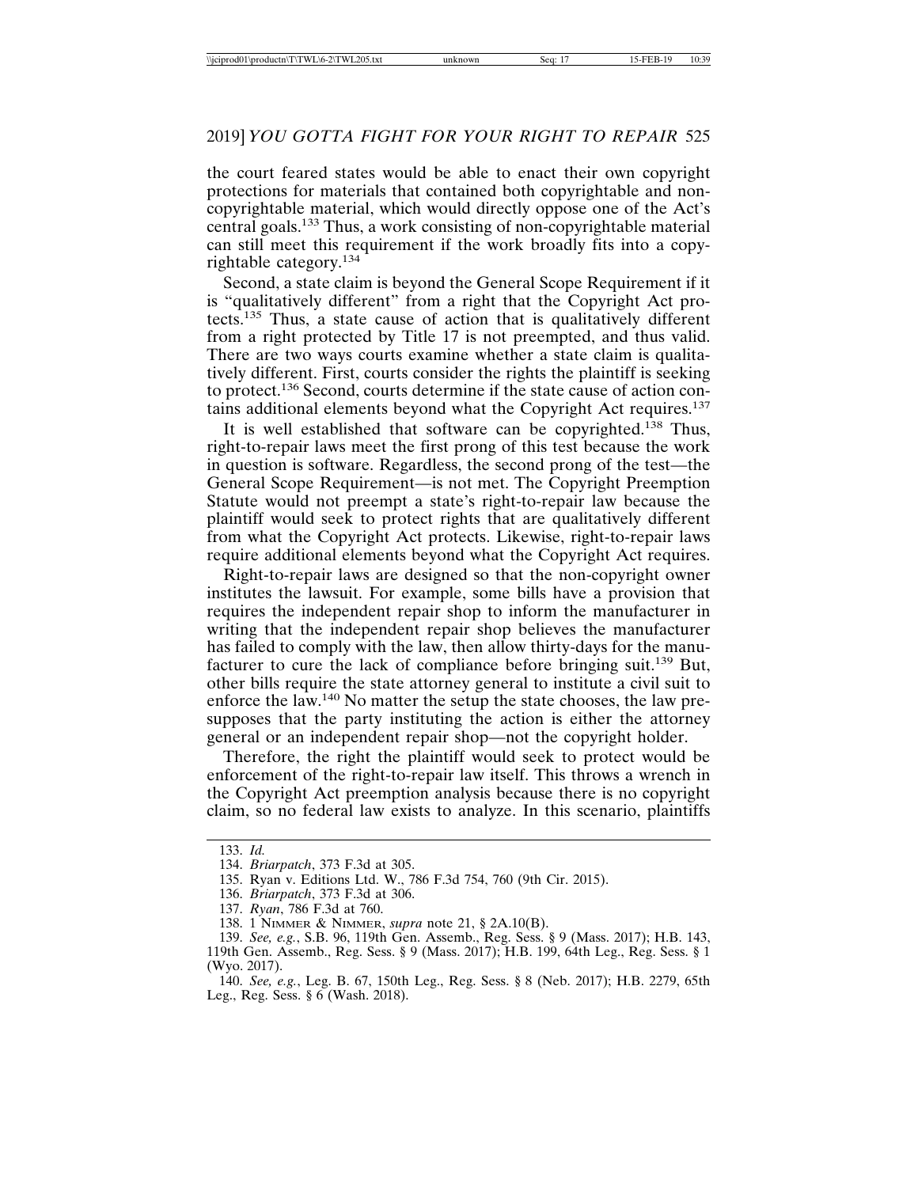the court feared states would be able to enact their own copyright protections for materials that contained both copyrightable and non-copyrightable material, which would directly oppose one of the Act's central goals.[133] Thus, a work consisting of non-copyrightable material can still meet this requirement if the work broadly fits into a copyrightable category.[134]

Second, a state claim is beyond the General Scope Requirement if it is "qualitatively different" from a right that the Copyright Act protects.[135] Thus, a state cause of action that is qualitatively different from a right protected by Title 17 is not preempted, and thus valid. There are two ways courts examine whether a state claim is qualitatively different. First, courts consider the rights the plaintiff is seeking to protect.[136] Second, courts determine if the state cause of action contains additional elements beyond what the Copyright Act requires.[137]

It is well established that software can be copyrighted.[138] Thus, right-to-repair laws meet the first prong of this test because the work in question is software. Regardless, the second prong of the test—the General Scope Requirement—is not met. The Copyright Preemption Statute would not preempt a state's right-to-repair law because the plaintiff would seek to protect rights that are qualitatively different from what the Copyright Act protects. Likewise, right-to-repair laws require additional elements beyond what the Copyright Act requires.

Right-to-repair laws are designed so that the non-copyright owner institutes the lawsuit. For example, some bills have a provision that requires the independent repair shop to inform the manufacturer in writing that the independent repair shop believes the manufacturer has failed to comply with the law, then allow thirty-days for the manufacturer to cure the lack of compliance before bringing suit.[139] But, other bills require the state attorney general to institute a civil suit to enforce the law.[140] No matter the setup the state chooses, the law presupposes that the party instituting the action is either the attorney general or an independent repair shop—not the copyright holder.

Therefore, the right the plaintiff would seek to protect would be enforcement of the right-to-repair law itself. This throws a wrench in the Copyright Act preemption analysis because there is no copyright claim, so no federal law exists to analyze. In this scenario, plaintiffs

---

133. *Id.*

134. *Briarpatch*, 373 F.3d at 305.

135. Ryan v. Editions Ltd. W., 786 F.3d 754, 760 (9th Cir. 2015).

136. *Briarpatch*, 373 F.3d at 306.

137. *Ryan*, 786 F.3d at 760.

138. 1 Nimmer & Nimmer, *supra* note 21, § 2A.10(B).

139. *See, e.g.*, S.B. 96, 119th Gen. Assemb., Reg. Sess. § 9 (Mass. 2017); H.B. 143, 119th Gen. Assemb., Reg. Sess. § 9 (Mass. 2017); H.B. 199, 64th Leg., Reg. Sess. § 1 (Wyo. 2017).

140. *See, e.g.*, Leg. B. 67, 150th Leg., Reg. Sess. § 8 (Neb. 2017); H.B. 2279, 65th Leg., Reg. Sess. § 6 (Wash. 2018).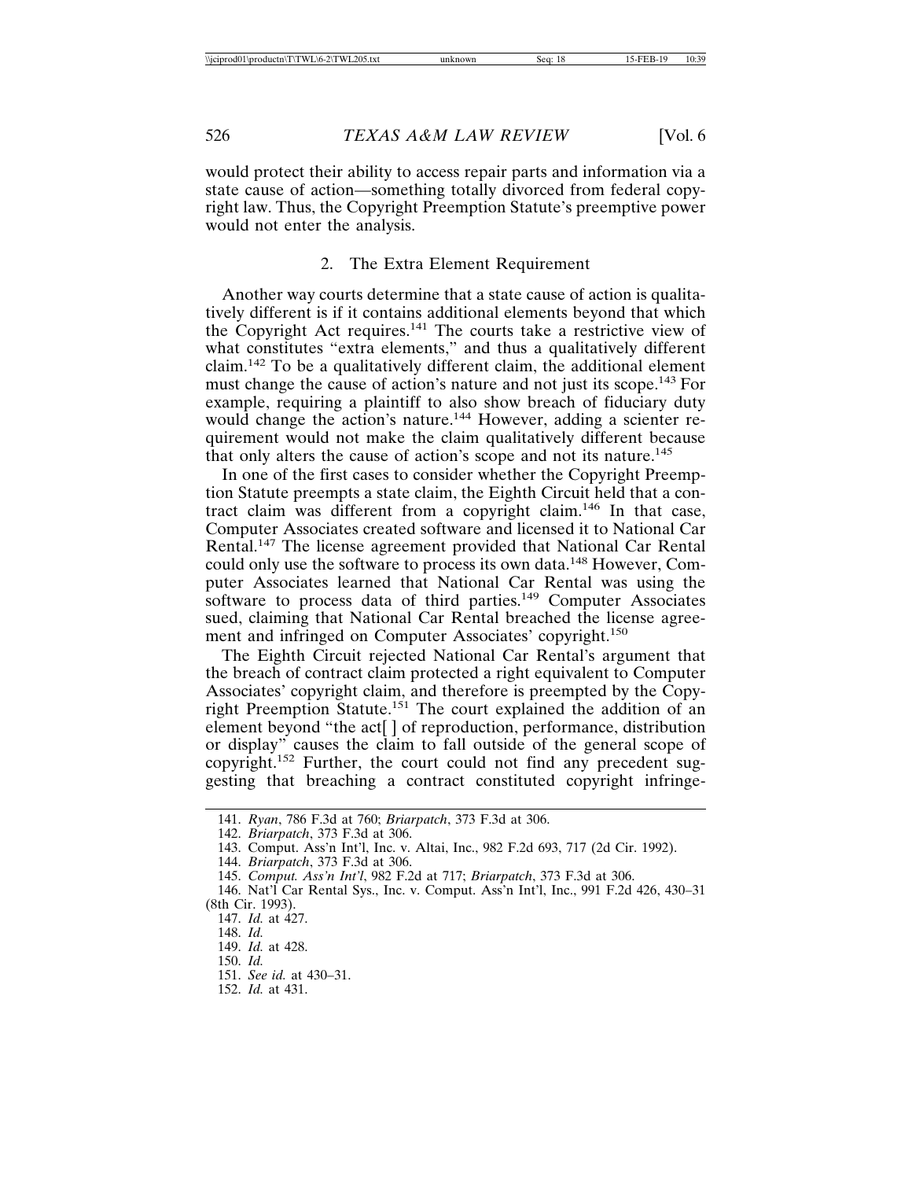would protect their ability to access repair parts and information via a state cause of action—something totally divorced from federal copyright law. Thus, the Copyright Preemption Statute's preemptive power would not enter the analysis.

### 2. The Extra Element Requirement

Another way courts determine that a state cause of action is qualitatively different is if it contains additional elements beyond that which the Copyright Act requires.[141] The courts take a restrictive view of what constitutes "extra elements," and thus a qualitatively different claim.[142] To be a qualitatively different claim, the additional element must change the cause of action's nature and not just its scope.[143] For example, requiring a plaintiff to also show breach of fiduciary duty would change the action's nature.[144] However, adding a scienter requirement would not make the claim qualitatively different because that only alters the cause of action's scope and not its nature.[145]

In one of the first cases to consider whether the Copyright Preemption Statute preempts a state claim, the Eighth Circuit held that a contract claim was different from a copyright claim.[146] In that case, Computer Associates created software and licensed it to National Car Rental.[147] The license agreement provided that National Car Rental could only use the software to process its own data.[148] However, Computer Associates learned that National Car Rental was using the software to process data of third parties.[149] Computer Associates sued, claiming that National Car Rental breached the license agreement and infringed on Computer Associates' copyright.[150]

The Eighth Circuit rejected National Car Rental's argument that the breach of contract claim protected a right equivalent to Computer Associates' copyright claim, and therefore is preempted by the Copyright Preemption Statute.[151] The court explained the addition of an element beyond "the act[ ] of reproduction, performance, distribution or display" causes the claim to fall outside of the general scope of copyright.[152] Further, the court could not find any precedent suggesting that breaching a contract constituted copyright infringe-

---

141. *Ryan*, 786 F.3d at 760; *Briarpatch*, 373 F.3d at 306.

142. *Briarpatch*, 373 F.3d at 306.

143. Comput. Ass'n Int'l, Inc. v. Altai, Inc., 982 F.2d 693, 717 (2d Cir. 1992).

144. *Briarpatch*, 373 F.3d at 306.

145. *Comput. Ass'n Int'l*, 982 F.2d at 717; *Briarpatch*, 373 F.3d at 306.

146. Nat'l Car Rental Sys., Inc. v. Comput. Ass'n Int'l, Inc., 991 F.2d 426, 430–31 (8th Cir. 1993).

147. *Id.* at 427.

148. *Id.*

149. *Id.* at 428.

150. *Id.*

151. *See id.* at 430–31.

152. *Id.* at 431.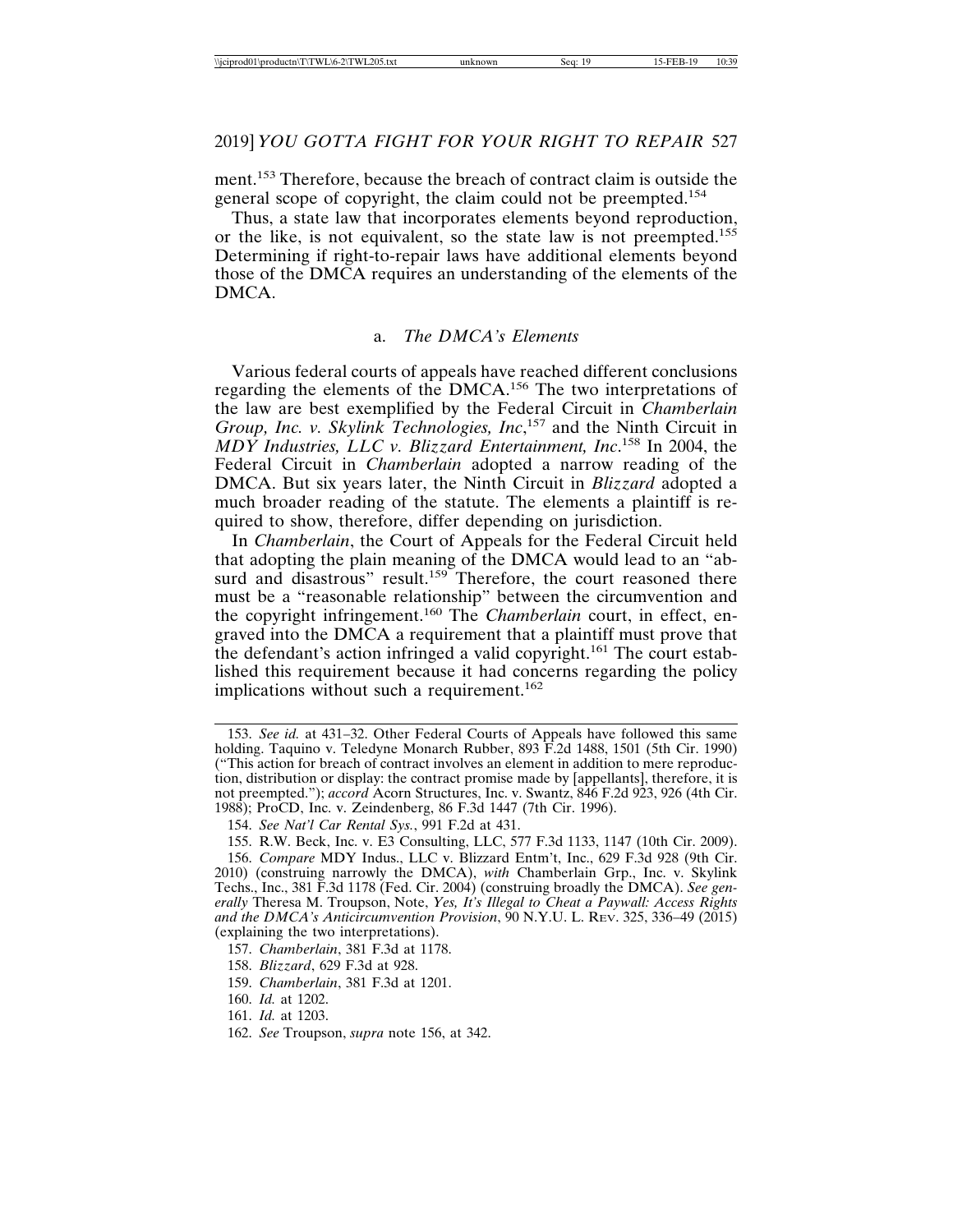ment.[153] Therefore, because the breach of contract claim is outside the general scope of copyright, the claim could not be preempted.[154]

Thus, a state law that incorporates elements beyond reproduction, or the like, is not equivalent, so the state law is not preempted.[155] Determining if right-to-repair laws have additional elements beyond those of the DMCA requires an understanding of the elements of the DMCA.

### a. *The DMCA's Elements*

Various federal courts of appeals have reached different conclusions regarding the elements of the DMCA.[156] The two interpretations of the law are best exemplified by the Federal Circuit in *Chamberlain Group, Inc. v. Skylink Technologies, Inc*,[157] and the Ninth Circuit in *MDY Industries, LLC v. Blizzard Entertainment, Inc*.[158] In 2004, the Federal Circuit in *Chamberlain* adopted a narrow reading of the DMCA. But six years later, the Ninth Circuit in *Blizzard* adopted a much broader reading of the statute. The elements a plaintiff is required to show, therefore, differ depending on jurisdiction.

In *Chamberlain*, the Court of Appeals for the Federal Circuit held that adopting the plain meaning of the DMCA would lead to an "absurd and disastrous" result.[159] Therefore, the court reasoned there must be a "reasonable relationship" between the circumvention and the copyright infringement.[160] The *Chamberlain* court, in effect, engraved into the DMCA a requirement that a plaintiff must prove that the defendant's action infringed a valid copyright.[161] The court established this requirement because it had concerns regarding the policy implications without such a requirement.[162]

---

153. *See id.* at 431–32. Other Federal Courts of Appeals have followed this same holding. Taquino v. Teledyne Monarch Rubber, 893 F.2d 1488, 1501 (5th Cir. 1990) ("This action for breach of contract involves an element in addition to mere reproduction, distribution or display: the contract promise made by [appellants], therefore, it is not preempted."); *accord* Acorn Structures, Inc. v. Swantz, 846 F.2d 923, 926 (4th Cir. 1988); ProCD, Inc. v. Zeindenberg, 86 F.3d 1447 (7th Cir. 1996).

154. *See Nat'l Car Rental Sys.*, 991 F.2d at 431.

155. R.W. Beck, Inc. v. E3 Consulting, LLC, 577 F.3d 1133, 1147 (10th Cir. 2009).

156. *Compare* MDY Indus., LLC v. Blizzard Entm't, Inc., 629 F.3d 928 (9th Cir. 2010) (construing narrowly the DMCA), *with* Chamberlain Grp., Inc. v. Skylink Techs., Inc., 381 F.3d 1178 (Fed. Cir. 2004) (construing broadly the DMCA). *See generally* Theresa M. Troupson, Note, *Yes, It's Illegal to Cheat a Paywall: Access Rights and the DMCA's Anticircumvention Provision*, 90 N.Y.U. L. Rev. 325, 336–49 (2015) (explaining the two interpretations).

157. *Chamberlain*, 381 F.3d at 1178.

158. *Blizzard*, 629 F.3d at 928.

159. *Chamberlain*, 381 F.3d at 1201.

160. *Id.* at 1202.

161. *Id.* at 1203.

162. *See* Troupson, *supra* note 156, at 342.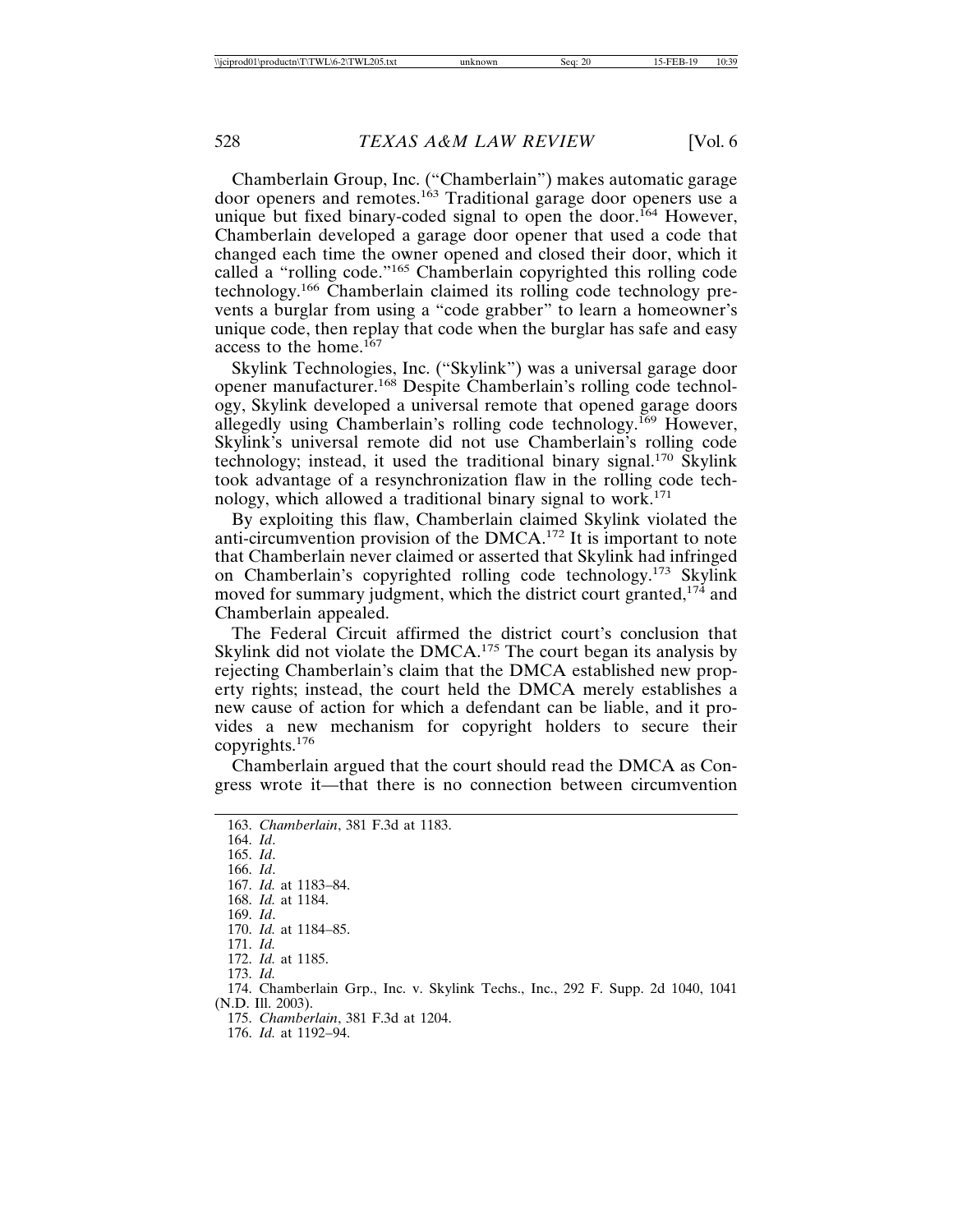Chamberlain Group, Inc. ("Chamberlain") makes automatic garage door openers and remotes.[163] Traditional garage door openers use a unique but fixed binary-coded signal to open the door.[164] However, Chamberlain developed a garage door opener that used a code that changed each time the owner opened and closed their door, which it called a "rolling code."[165] Chamberlain copyrighted this rolling code technology.[166] Chamberlain claimed its rolling code technology prevents a burglar from using a "code grabber" to learn a homeowner's unique code, then replay that code when the burglar has safe and easy access to the home.[167]

Skylink Technologies, Inc. ("Skylink") was a universal garage door opener manufacturer.[168] Despite Chamberlain's rolling code technology, Skylink developed a universal remote that opened garage doors allegedly using Chamberlain's rolling code technology.[169] However, Skylink's universal remote did not use Chamberlain's rolling code technology; instead, it used the traditional binary signal.[170] Skylink took advantage of a resynchronization flaw in the rolling code technology, which allowed a traditional binary signal to work.[171]

By exploiting this flaw, Chamberlain claimed Skylink violated the anti-circumvention provision of the DMCA.[172] It is important to note that Chamberlain never claimed or asserted that Skylink had infringed on Chamberlain's copyrighted rolling code technology.[173] Skylink moved for summary judgment, which the district court granted,[174] and Chamberlain appealed.

The Federal Circuit affirmed the district court's conclusion that Skylink did not violate the DMCA.[175] The court began its analysis by rejecting Chamberlain's claim that the DMCA established new property rights; instead, the court held the DMCA merely establishes a new cause of action for which a defendant can be liable, and it provides a new mechanism for copyright holders to secure their copyrights.[176]

Chamberlain argued that the court should read the DMCA as Congress wrote it—that there is no connection between circumvention

---

163. *Chamberlain*, 381 F.3d at 1183.
164. *Id*.
165. *Id*.
166. *Id*.
167. *Id.* at 1183–84.
168. *Id.* at 1184.
169. *Id*.
170. *Id.* at 1184–85.
171. *Id.*
172. *Id.* at 1185.
173. *Id.*
174. Chamberlain Grp., Inc. v. Skylink Techs., Inc., 292 F. Supp. 2d 1040, 1041 (N.D. Ill. 2003).
175. *Chamberlain*, 381 F.3d at 1204.
176. *Id.* at 1192–94.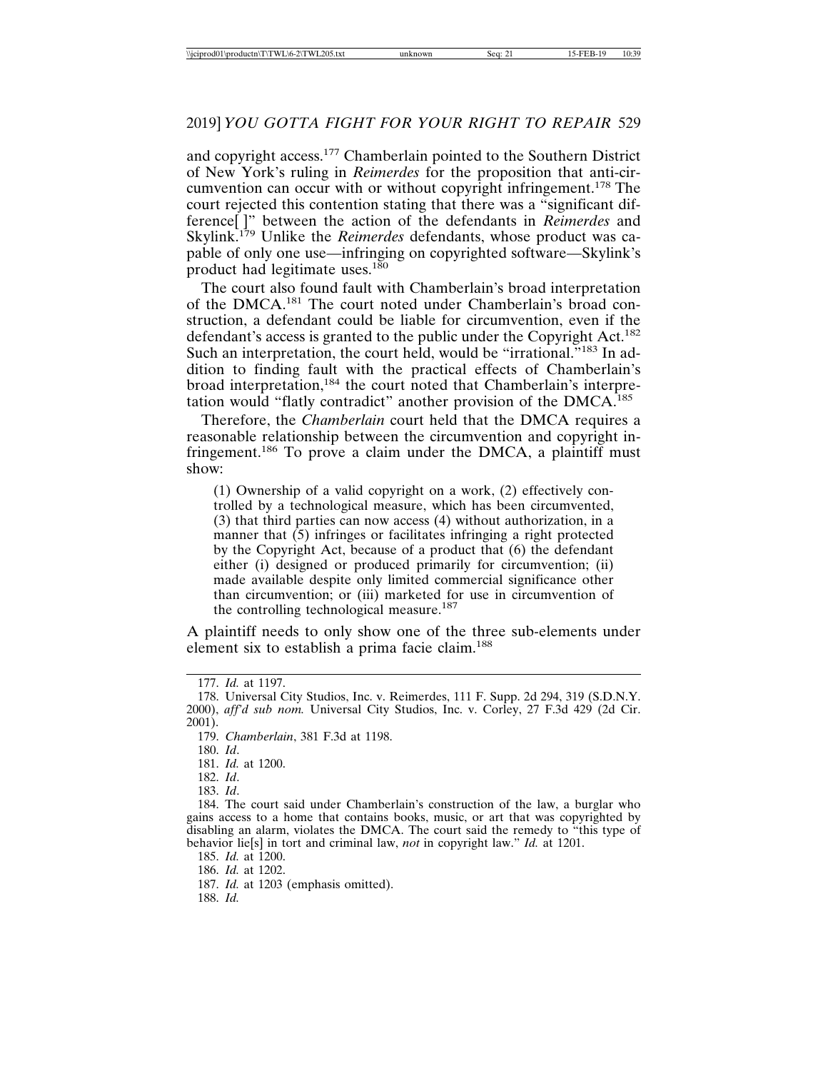and copyright access.[177] Chamberlain pointed to the Southern District of New York's ruling in *Reimerdes* for the proposition that anti-circumvention can occur with or without copyright infringement.[178] The court rejected this contention stating that there was a "significant difference[ ]" between the action of the defendants in *Reimerdes* and Skylink.[179] Unlike the *Reimerdes* defendants, whose product was capable of only one use—infringing on copyrighted software—Skylink's product had legitimate uses.[180]

The court also found fault with Chamberlain's broad interpretation of the DMCA.[181] The court noted under Chamberlain's broad construction, a defendant could be liable for circumvention, even if the defendant's access is granted to the public under the Copyright Act.[182] Such an interpretation, the court held, would be "irrational."[183] In addition to finding fault with the practical effects of Chamberlain's broad interpretation,[184] the court noted that Chamberlain's interpretation would "flatly contradict" another provision of the DMCA.[185]

Therefore, the *Chamberlain* court held that the DMCA requires a reasonable relationship between the circumvention and copyright infringement.[186] To prove a claim under the DMCA, a plaintiff must show:

> (1) Ownership of a valid copyright on a work, (2) effectively controlled by a technological measure, which has been circumvented, (3) that third parties can now access (4) without authorization, in a manner that (5) infringes or facilitates infringing a right protected by the Copyright Act, because of a product that (6) the defendant either (i) designed or produced primarily for circumvention; (ii) made available despite only limited commercial significance other than circumvention; or (iii) marketed for use in circumvention of the controlling technological measure.[187]

A plaintiff needs to only show one of the three sub-elements under element six to establish a prima facie claim.[188]

---

177. *Id.* at 1197.

178. Universal City Studios, Inc. v. Reimerdes, 111 F. Supp. 2d 294, 319 (S.D.N.Y. 2000), *aff'd sub nom.* Universal City Studios, Inc. v. Corley, 27 F.3d 429 (2d Cir. 2001).

179. *Chamberlain*, 381 F.3d at 1198.

180. *Id*.

181. *Id.* at 1200.

182. *Id*.

183. *Id*.

184. The court said under Chamberlain's construction of the law, a burglar who gains access to a home that contains books, music, or art that was copyrighted by disabling an alarm, violates the DMCA. The court said the remedy to "this type of behavior lie[s] in tort and criminal law, *not* in copyright law." *Id.* at 1201.

185. *Id.* at 1200.

186. *Id.* at 1202.

187. *Id.* at 1203 (emphasis omitted).

188. *Id.*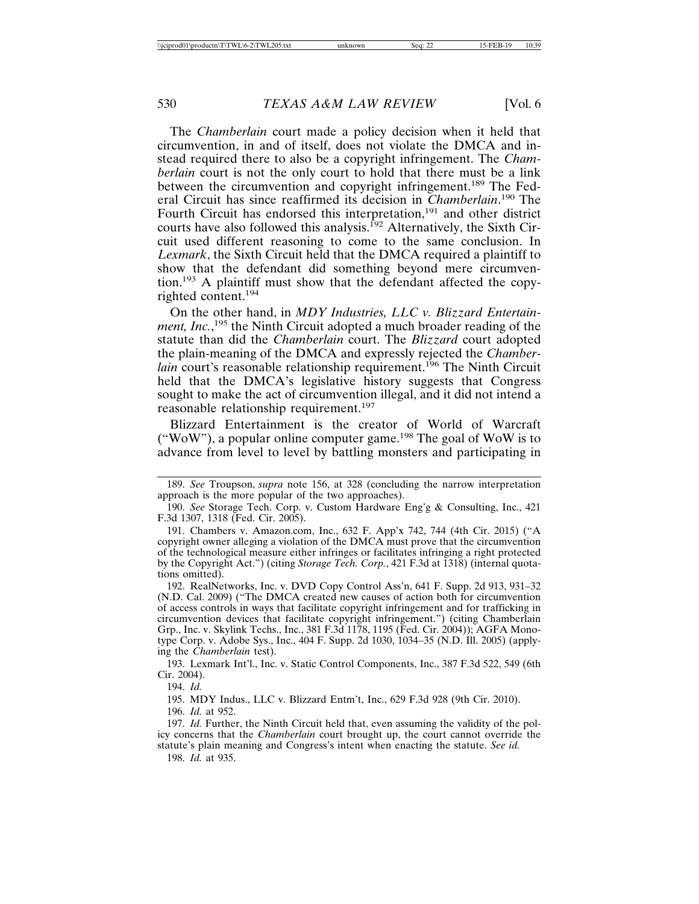The *Chamberlain* court made a policy decision when it held that circumvention, in and of itself, does not violate the DMCA and instead required there to also be a copyright infringement. The *Chamberlain* court is not the only court to hold that there must be a link between the circumvention and copyright infringement.[189] The Federal Circuit has since reaffirmed its decision in *Chamberlain*.[190] The Fourth Circuit has endorsed this interpretation,[191] and other district courts have also followed this analysis.[192] Alternatively, the Sixth Circuit used different reasoning to come to the same conclusion. In *Lexmark*, the Sixth Circuit held that the DMCA required a plaintiff to show that the defendant did something beyond mere circumvention.[193] A plaintiff must show that the defendant affected the copyrighted content.[194]

On the other hand, in *MDY Industries, LLC v. Blizzard Entertainment, Inc.*,[195] the Ninth Circuit adopted a much broader reading of the statute than did the *Chamberlain* court. The *Blizzard* court adopted the plain-meaning of the DMCA and expressly rejected the *Chamberlain* court's reasonable relationship requirement.[196] The Ninth Circuit held that the DMCA's legislative history suggests that Congress sought to make the act of circumvention illegal, and it did not intend a reasonable relationship requirement.[197]

Blizzard Entertainment is the creator of World of Warcraft ("WoW"), a popular online computer game.[198] The goal of WoW is to advance from level to level by battling monsters and participating in

---

189. *See* Troupson, *supra* note 156, at 328 (concluding the narrow interpretation approach is the more popular of the two approaches).

190. *See* Storage Tech. Corp. v. Custom Hardware Eng'g & Consulting, Inc., 421 F.3d 1307, 1318 (Fed. Cir. 2005).

191. Chambers v. Amazon.com, Inc., 632 F. App'x 742, 744 (4th Cir. 2015) ("A copyright owner alleging a violation of the DMCA must prove that the circumvention of the technological measure either infringes or facilitates infringing a right protected by the Copyright Act.") (citing *Storage Tech. Corp.*, 421 F.3d at 1318) (internal quotations omitted).

192. RealNetworks, Inc. v. DVD Copy Control Ass'n, 641 F. Supp. 2d 913, 931–32 (N.D. Cal. 2009) ("The DMCA created new causes of action both for circumvention of access controls in ways that facilitate copyright infringement and for trafficking in circumvention devices that facilitate copyright infringement.") (citing Chamberlain Grp., Inc. v. Skylink Techs., Inc., 381 F.3d 1178, 1195 (Fed. Cir. 2004)); AGFA Monotype Corp. v. Adobe Sys., Inc., 404 F. Supp. 2d 1030, 1034–35 (N.D. Ill. 2005) (applying the *Chamberlain* test).

193. Lexmark Int'l., Inc. v. Static Control Components, Inc., 387 F.3d 522, 549 (6th Cir. 2004).

194. *Id.*

195. MDY Indus., LLC v. Blizzard Entm't, Inc., 629 F.3d 928 (9th Cir. 2010).

196. *Id.* at 952.

197. *Id.* Further, the Ninth Circuit held that, even assuming the validity of the policy concerns that the *Chamberlain* court brought up, the court cannot override the statute's plain meaning and Congress's intent when enacting the statute. *See id.*

198. *Id.* at 935.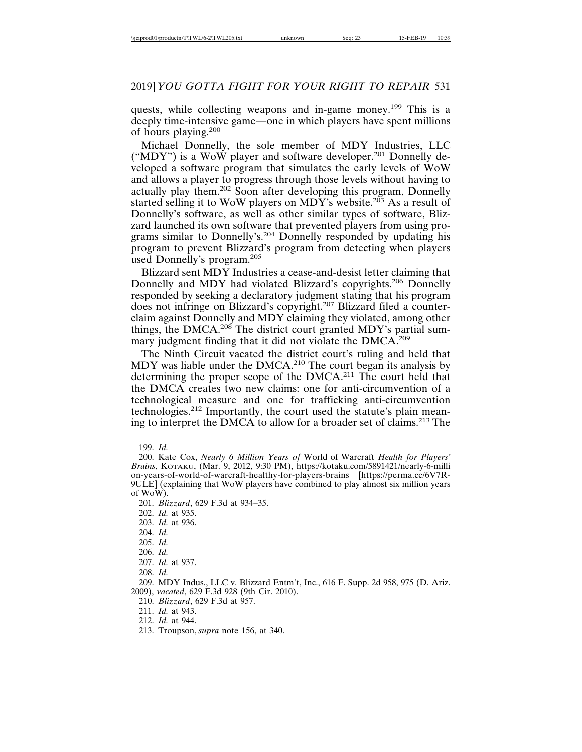quests, while collecting weapons and in-game money.[199] This is a deeply time-intensive game—one in which players have spent millions of hours playing.[200]

Michael Donnelly, the sole member of MDY Industries, LLC ("MDY") is a WoW player and software developer.[201] Donnelly developed a software program that simulates the early levels of WoW and allows a player to progress through those levels without having to actually play them.[202] Soon after developing this program, Donnelly started selling it to WoW players on MDY's website.[203] As a result of Donnelly's software, as well as other similar types of software, Blizzard launched its own software that prevented players from using programs similar to Donnelly's.[204] Donnelly responded by updating his program to prevent Blizzard's program from detecting when players used Donnelly's program.[205]

Blizzard sent MDY Industries a cease-and-desist letter claiming that Donnelly and MDY had violated Blizzard's copyrights.[206] Donnelly responded by seeking a declaratory judgment stating that his program does not infringe on Blizzard's copyright.[207] Blizzard filed a counterclaim against Donnelly and MDY claiming they violated, among other things, the DMCA.[208] The district court granted MDY's partial summary judgment finding that it did not violate the DMCA.[209]

The Ninth Circuit vacated the district court's ruling and held that MDY was liable under the DMCA.[210] The court began its analysis by determining the proper scope of the DMCA.[211] The court held that the DMCA creates two new claims: one for anti-circumvention of a technological measure and one for trafficking anti-circumvention technologies.[212] Importantly, the court used the statute's plain meaning to interpret the DMCA to allow for a broader set of claims.[213] The

---

199. *Id.*

200. Kate Cox, *Nearly 6 Million Years of* World of Warcraft *Health for Players' Brains*, KOTAKU, (Mar. 9, 2012, 9:30 PM), https://kotaku.com/5891421/nearly-6-million-years-of-world-of-warcraft-healthy-for-players-brains [https://perma.cc/6V7R-9ULE] (explaining that WoW players have combined to play almost six million years of WoW).

201. *Blizzard*, 629 F.3d at 934–35.

202. *Id.* at 935.

203. *Id.* at 936.

204. *Id.*

205. *Id.*

206. *Id.*

207. *Id.* at 937.

208. *Id.*

209. MDY Indus., LLC v. Blizzard Entm't, Inc., 616 F. Supp. 2d 958, 975 (D. Ariz. 2009), *vacated*, 629 F.3d 928 (9th Cir. 2010).

210. *Blizzard*, 629 F.3d at 957.

211. *Id.* at 943.

212. *Id.* at 944.

213. Troupson, *supra* note 156, at 340.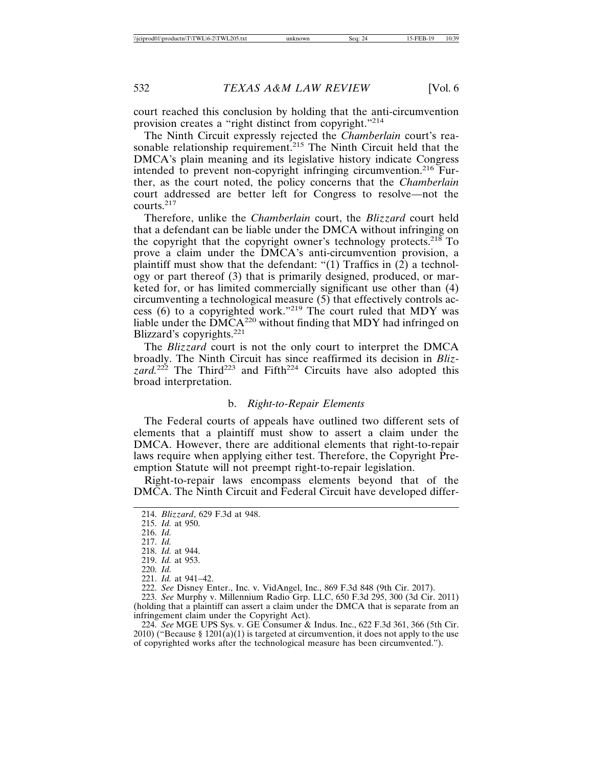court reached this conclusion by holding that the anti-circumvention provision creates a "right distinct from copyright."[214]

The Ninth Circuit expressly rejected the *Chamberlain* court's reasonable relationship requirement.[215] The Ninth Circuit held that the DMCA's plain meaning and its legislative history indicate Congress intended to prevent non-copyright infringing circumvention.[216] Further, as the court noted, the policy concerns that the *Chamberlain* court addressed are better left for Congress to resolve—not the courts.[217]

Therefore, unlike the *Chamberlain* court, the *Blizzard* court held that a defendant can be liable under the DMCA without infringing on the copyright that the copyright owner's technology protects.[218] To prove a claim under the DMCA's anti-circumvention provision, a plaintiff must show that the defendant: "(1) Traffics in (2) a technology or part thereof (3) that is primarily designed, produced, or marketed for, or has limited commercially significant use other than (4) circumventing a technological measure (5) that effectively controls access (6) to a copyrighted work."[219] The court ruled that MDY was liable under the DMCA[220] without finding that MDY had infringed on Blizzard's copyrights.[221]

The *Blizzard* court is not the only court to interpret the DMCA broadly. The Ninth Circuit has since reaffirmed its decision in *Blizzard*.[222] The Third[223] and Fifth[224] Circuits have also adopted this broad interpretation.

### b. *Right-to-Repair Elements*

The Federal courts of appeals have outlined two different sets of elements that a plaintiff must show to assert a claim under the DMCA. However, there are additional elements that right-to-repair laws require when applying either test. Therefore, the Copyright Preemption Statute will not preempt right-to-repair legislation.

Right-to-repair laws encompass elements beyond that of the DMCA. The Ninth Circuit and Federal Circuit have developed differ-

---

214. *Blizzard*, 629 F.3d at 948.

215. *Id.* at 950.

216. *Id.*

217. *Id.*

218. *Id.* at 944.

219. *Id.* at 953.

220. *Id.*

221. *Id.* at 941–42.

222. *See* Disney Enter., Inc. v. VidAngel, Inc., 869 F.3d 848 (9th Cir. 2017).

223. *See* Murphy v. Millennium Radio Grp. LLC, 650 F.3d 295, 300 (3d Cir. 2011) (holding that a plaintiff can assert a claim under the DMCA that is separate from an infringement claim under the Copyright Act).

224. *See* MGE UPS Sys. v. GE Consumer & Indus. Inc., 622 F.3d 361, 366 (5th Cir. 2010) ("Because § 1201(a)(1) is targeted at circumvention, it does not apply to the use of copyrighted works after the technological measure has been circumvented.").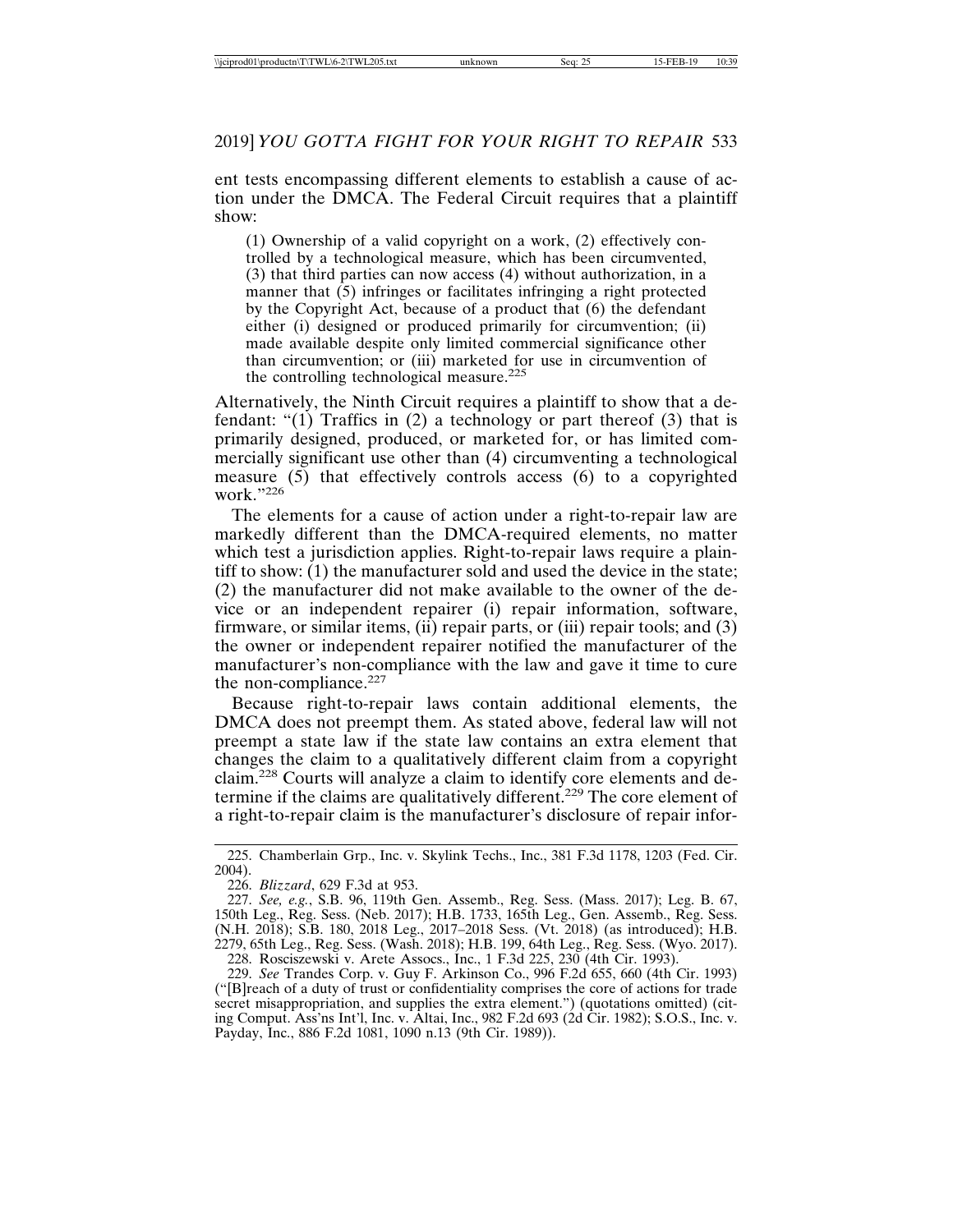ent tests encompassing different elements to establish a cause of action under the DMCA. The Federal Circuit requires that a plaintiff show:

> (1) Ownership of a valid copyright on a work, (2) effectively controlled by a technological measure, which has been circumvented, (3) that third parties can now access (4) without authorization, in a manner that (5) infringes or facilitates infringing a right protected by the Copyright Act, because of a product that (6) the defendant either (i) designed or produced primarily for circumvention; (ii) made available despite only limited commercial significance other than circumvention; or (iii) marketed for use in circumvention of the controlling technological measure.[225]

Alternatively, the Ninth Circuit requires a plaintiff to show that a defendant: "(1) Traffics in (2) a technology or part thereof (3) that is primarily designed, produced, or marketed for, or has limited commercially significant use other than (4) circumventing a technological measure (5) that effectively controls access (6) to a copyrighted work."[226]

The elements for a cause of action under a right-to-repair law are markedly different than the DMCA-required elements, no matter which test a jurisdiction applies. Right-to-repair laws require a plaintiff to show: (1) the manufacturer sold and used the device in the state; (2) the manufacturer did not make available to the owner of the device or an independent repairer (i) repair information, software, firmware, or similar items, (ii) repair parts, or (iii) repair tools; and (3) the owner or independent repairer notified the manufacturer of the manufacturer's non-compliance with the law and gave it time to cure the non-compliance.[227]

Because right-to-repair laws contain additional elements, the DMCA does not preempt them. As stated above, federal law will not preempt a state law if the state law contains an extra element that changes the claim to a qualitatively different claim from a copyright claim.[228] Courts will analyze a claim to identify core elements and determine if the claims are qualitatively different.[229] The core element of a right-to-repair claim is the manufacturer's disclosure of repair infor-

---

225. Chamberlain Grp., Inc. v. Skylink Techs., Inc., 381 F.3d 1178, 1203 (Fed. Cir. 2004).

226. *Blizzard*, 629 F.3d at 953.

227. *See, e.g.*, S.B. 96, 119th Gen. Assemb., Reg. Sess. (Mass. 2017); Leg. B. 67, 150th Leg., Reg. Sess. (Neb. 2017); H.B. 1733, 165th Leg., Gen. Assemb., Reg. Sess. (N.H. 2018); S.B. 180, 2018 Leg., 2017–2018 Sess. (Vt. 2018) (as introduced); H.B. 2279, 65th Leg., Reg. Sess. (Wash. 2018); H.B. 199, 64th Leg., Reg. Sess. (Wyo. 2017).

228. Rosciszewski v. Arete Assocs., Inc., 1 F.3d 225, 230 (4th Cir. 1993).

229. *See* Trandes Corp. v. Guy F. Arkinson Co., 996 F.2d 655, 660 (4th Cir. 1993) ("[B]reach of a duty of trust or confidentiality comprises the core of actions for trade secret misappropriation, and supplies the extra element.") (quotations omitted) (citing Comput. Ass'ns Int'l, Inc. v. Altai, Inc., 982 F.2d 693 (2d Cir. 1982); S.O.S., Inc. v. Payday, Inc., 886 F.2d 1081, 1090 n.13 (9th Cir. 1989)).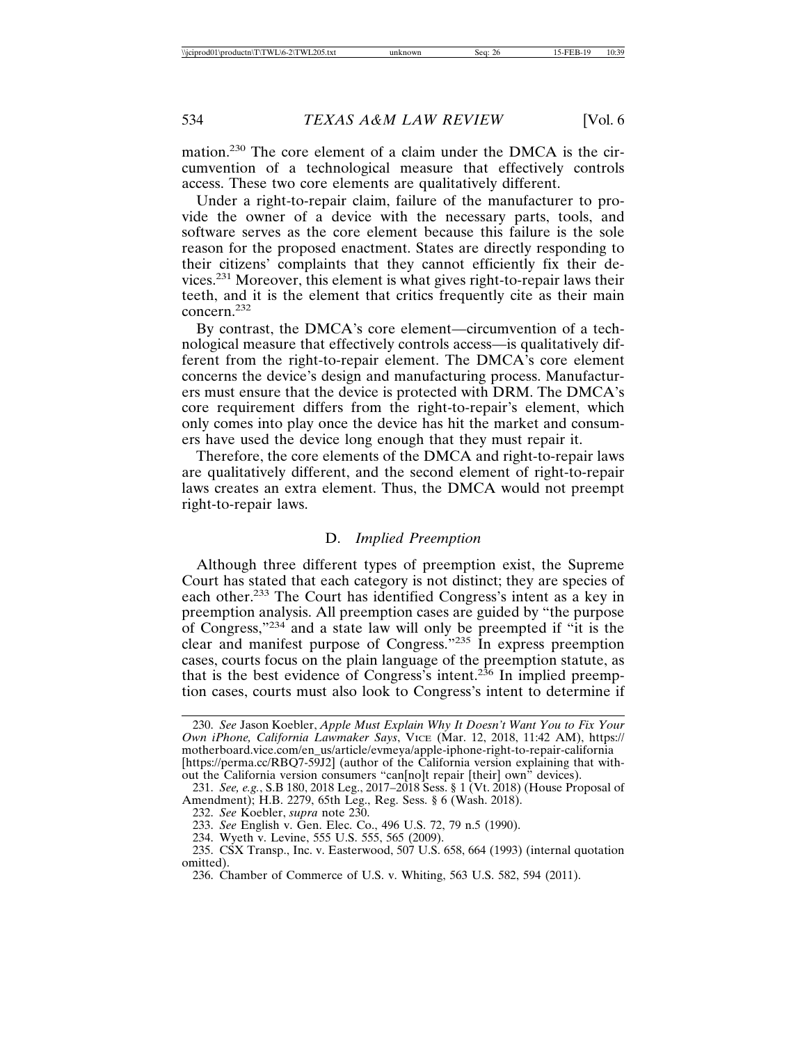mation.[230] The core element of a claim under the DMCA is the circumvention of a technological measure that effectively controls access. These two core elements are qualitatively different.

Under a right-to-repair claim, failure of the manufacturer to provide the owner of a device with the necessary parts, tools, and software serves as the core element because this failure is the sole reason for the proposed enactment. States are directly responding to their citizens' complaints that they cannot efficiently fix their devices.[231] Moreover, this element is what gives right-to-repair laws their teeth, and it is the element that critics frequently cite as their main concern.[232]

By contrast, the DMCA's core element—circumvention of a technological measure that effectively controls access—is qualitatively different from the right-to-repair element. The DMCA's core element concerns the device's design and manufacturing process. Manufacturers must ensure that the device is protected with DRM. The DMCA's core requirement differs from the right-to-repair's element, which only comes into play once the device has hit the market and consumers have used the device long enough that they must repair it.

Therefore, the core elements of the DMCA and right-to-repair laws are qualitatively different, and the second element of right-to-repair laws creates an extra element. Thus, the DMCA would not preempt right-to-repair laws.

### D. *Implied Preemption*

Although three different types of preemption exist, the Supreme Court has stated that each category is not distinct; they are species of each other.[233] The Court has identified Congress's intent as a key in preemption analysis. All preemption cases are guided by "the purpose of Congress,"[234] and a state law will only be preempted if "it is the clear and manifest purpose of Congress."[235] In express preemption cases, courts focus on the plain language of the preemption statute, as that is the best evidence of Congress's intent.[236] In implied preemption cases, courts must also look to Congress's intent to determine if

---

230. *See* Jason Koebler, *Apple Must Explain Why It Doesn't Want You to Fix Your Own iPhone, California Lawmaker Says*, VICE (Mar. 12, 2018, 11:42 AM), https://motherboard.vice.com/en_us/article/evmeya/apple-iphone-right-to-repair-california [https://perma.cc/RBQ7-59J2] (author of the California version explaining that without the California version consumers "can[no]t repair [their] own" devices).

231. *See, e.g.*, S.B 180, 2018 Leg., 2017–2018 Sess. § 1 (Vt. 2018) (House Proposal of Amendment); H.B. 2279, 65th Leg., Reg. Sess. § 6 (Wash. 2018).

232. *See* Koebler, *supra* note 230.

233. *See* English v. Gen. Elec. Co., 496 U.S. 72, 79 n.5 (1990).

234. Wyeth v. Levine, 555 U.S. 555, 565 (2009).

235. CSX Transp., Inc. v. Easterwood, 507 U.S. 658, 664 (1993) (internal quotation omitted).

236. Chamber of Commerce of U.S. v. Whiting, 563 U.S. 582, 594 (2011).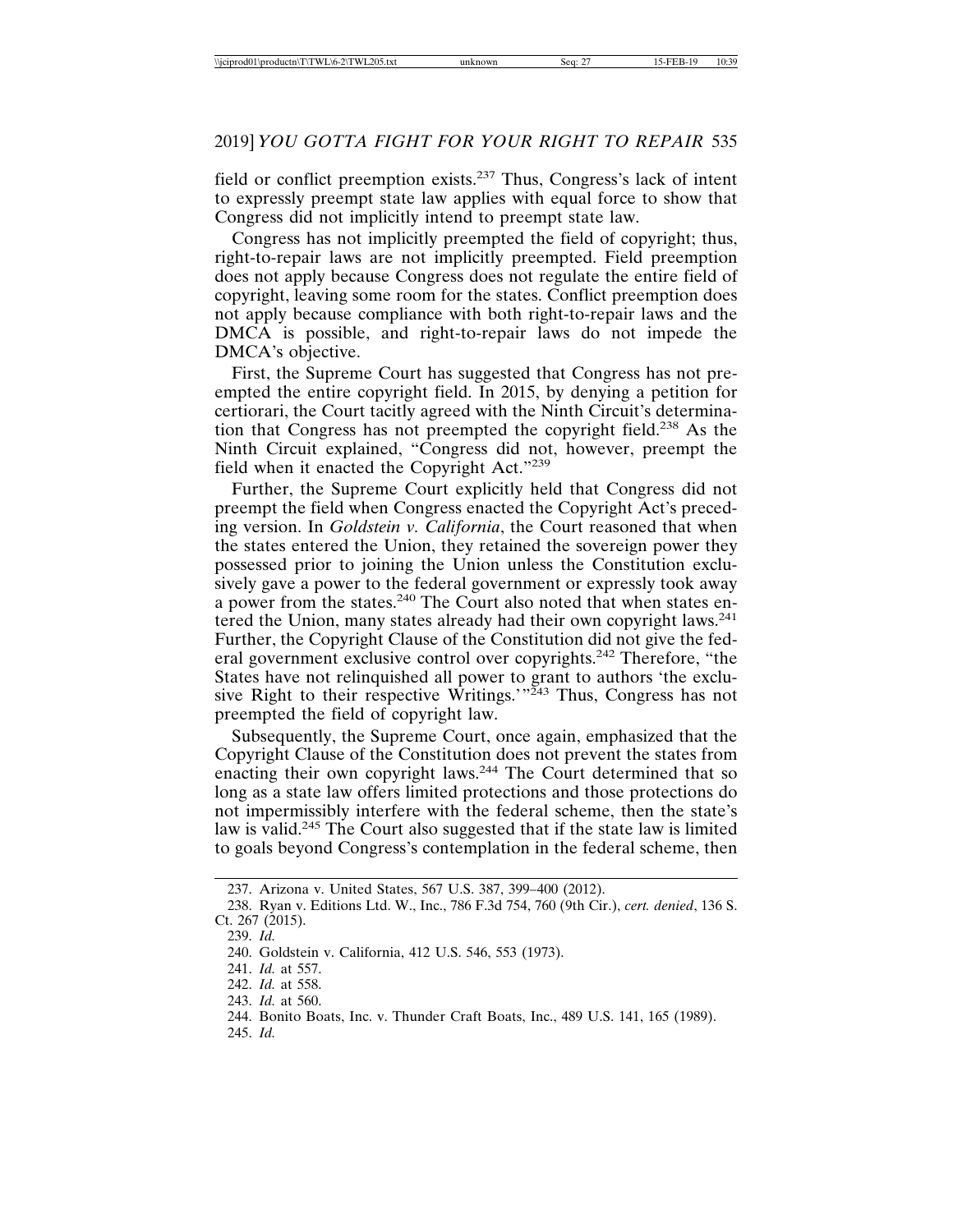field or conflict preemption exists.[237] Thus, Congress's lack of intent to expressly preempt state law applies with equal force to show that Congress did not implicitly intend to preempt state law.

Congress has not implicitly preempted the field of copyright; thus, right-to-repair laws are not implicitly preempted. Field preemption does not apply because Congress does not regulate the entire field of copyright, leaving some room for the states. Conflict preemption does not apply because compliance with both right-to-repair laws and the DMCA is possible, and right-to-repair laws do not impede the DMCA's objective.

First, the Supreme Court has suggested that Congress has not preempted the entire copyright field. In 2015, by denying a petition for certiorari, the Court tacitly agreed with the Ninth Circuit's determination that Congress has not preempted the copyright field.[238] As the Ninth Circuit explained, "Congress did not, however, preempt the field when it enacted the Copyright Act."[239]

Further, the Supreme Court explicitly held that Congress did not preempt the field when Congress enacted the Copyright Act's preceding version. In *Goldstein v. California*, the Court reasoned that when the states entered the Union, they retained the sovereign power they possessed prior to joining the Union unless the Constitution exclusively gave a power to the federal government or expressly took away a power from the states.[240] The Court also noted that when states entered the Union, many states already had their own copyright laws.[241] Further, the Copyright Clause of the Constitution did not give the federal government exclusive control over copyrights.[242] Therefore, "the States have not relinquished all power to grant to authors 'the exclusive Right to their respective Writings.'"[243] Thus, Congress has not preempted the field of copyright law.

Subsequently, the Supreme Court, once again, emphasized that the Copyright Clause of the Constitution does not prevent the states from enacting their own copyright laws.[244] The Court determined that so long as a state law offers limited protections and those protections do not impermissibly interfere with the federal scheme, then the state's law is valid.[245] The Court also suggested that if the state law is limited to goals beyond Congress's contemplation in the federal scheme, then

237. Arizona v. United States, 567 U.S. 387, 399–400 (2012).

238. Ryan v. Editions Ltd. W., Inc., 786 F.3d 754, 760 (9th Cir.), *cert. denied*, 136 S. Ct. 267 (2015).

239. *Id.*

240. Goldstein v. California, 412 U.S. 546, 553 (1973).

241. *Id.* at 557.

242. *Id.* at 558.

243. *Id.* at 560.

244. Bonito Boats, Inc. v. Thunder Craft Boats, Inc., 489 U.S. 141, 165 (1989).

245. *Id.*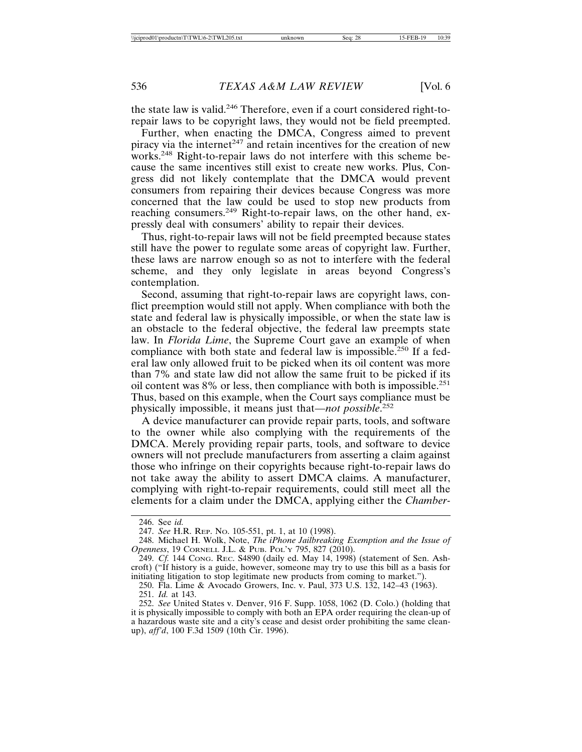the state law is valid.[246] Therefore, even if a court considered right-to-repair laws to be copyright laws, they would not be field preempted.

Further, when enacting the DMCA, Congress aimed to prevent piracy via the internet[247] and retain incentives for the creation of new works.[248] Right-to-repair laws do not interfere with this scheme because the same incentives still exist to create new works. Plus, Congress did not likely contemplate that the DMCA would prevent consumers from repairing their devices because Congress was more concerned that the law could be used to stop new products from reaching consumers.[249] Right-to-repair laws, on the other hand, expressly deal with consumers' ability to repair their devices.

Thus, right-to-repair laws will not be field preempted because states still have the power to regulate some areas of copyright law. Further, these laws are narrow enough so as not to interfere with the federal scheme, and they only legislate in areas beyond Congress's contemplation.

Second, assuming that right-to-repair laws are copyright laws, conflict preemption would still not apply. When compliance with both the state and federal law is physically impossible, or when the state law is an obstacle to the federal objective, the federal law preempts state law. In *Florida Lime*, the Supreme Court gave an example of when compliance with both state and federal law is impossible.[250] If a federal law only allowed fruit to be picked when its oil content was more than 7% and state law did not allow the same fruit to be picked if its oil content was 8% or less, then compliance with both is impossible.[251] Thus, based on this example, when the Court says compliance must be physically impossible, it means just that—*not possible*.[252]

A device manufacturer can provide repair parts, tools, and software to the owner while also complying with the requirements of the DMCA. Merely providing repair parts, tools, and software to device owners will not preclude manufacturers from asserting a claim against those who infringe on their copyrights because right-to-repair laws do not take away the ability to assert DMCA claims. A manufacturer, complying with right-to-repair requirements, could still meet all the elements for a claim under the DMCA, applying either the *Chamber-*

---

246. See *id.*

247. *See* H.R. REP. NO. 105-551, pt. 1, at 10 (1998).

248. Michael H. Wolk, Note, *The iPhone Jailbreaking Exemption and the Issue of Openness*, 19 CORNELL J.L. & PUB. POL'Y 795, 827 (2010).

249. *Cf.* 144 CONG. REC. S4890 (daily ed. May 14, 1998) (statement of Sen. Ashcroft) ("If history is a guide, however, someone may try to use this bill as a basis for initiating litigation to stop legitimate new products from coming to market.").

250. Fla. Lime & Avocado Growers, Inc. v. Paul, 373 U.S. 132, 142–43 (1963).

251. *Id.* at 143.

252. *See* United States v. Denver, 916 F. Supp. 1058, 1062 (D. Colo.) (holding that it is physically impossible to comply with both an EPA order requiring the clean-up of a hazardous waste site and a city's cease and desist order prohibiting the same clean-up), *aff'd*, 100 F.3d 1509 (10th Cir. 1996).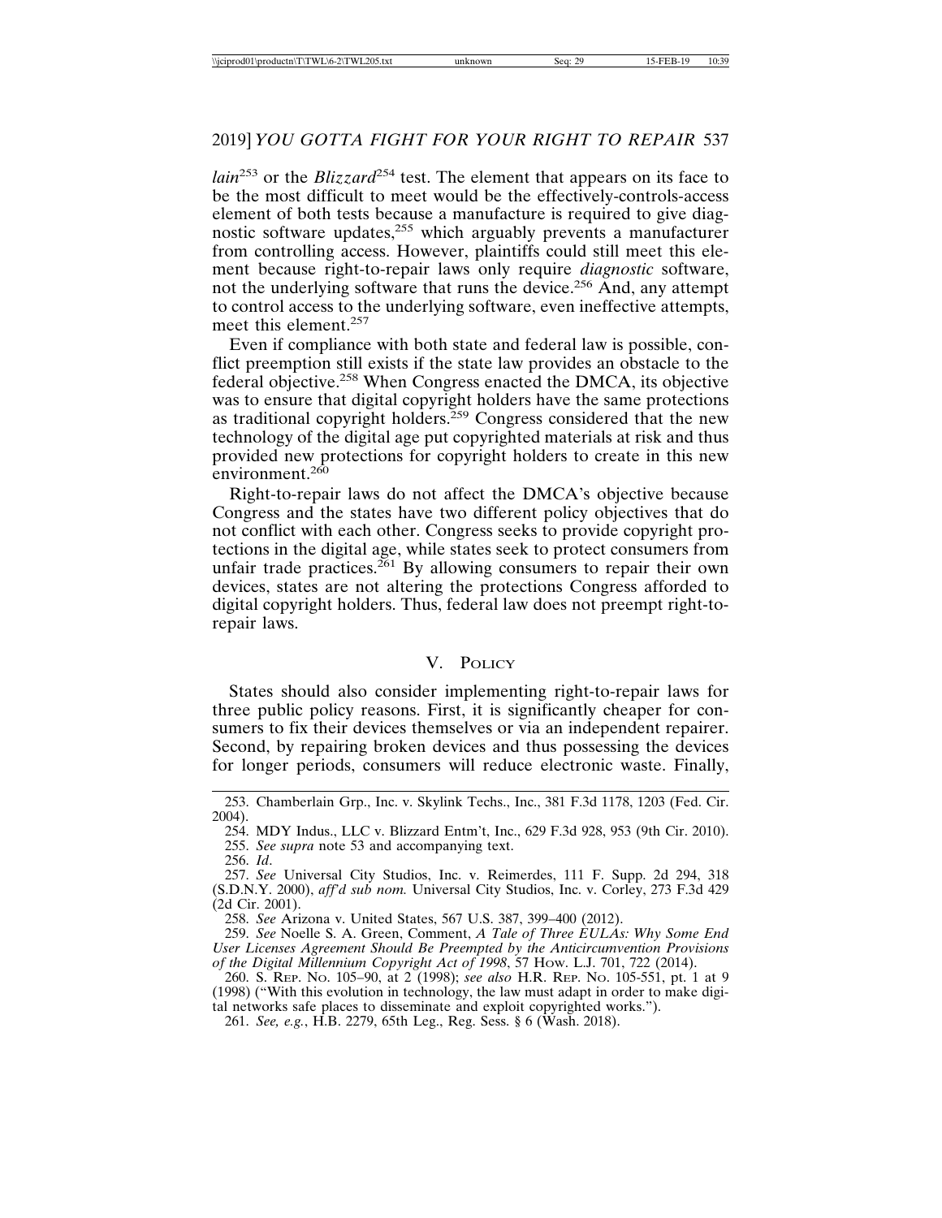*lain*[253] or the *Blizzard*[254] test. The element that appears on its face to be the most difficult to meet would be the effectively-controls-access element of both tests because a manufacture is required to give diagnostic software updates,[255] which arguably prevents a manufacturer from controlling access. However, plaintiffs could still meet this element because right-to-repair laws only require *diagnostic* software, not the underlying software that runs the device.[256] And, any attempt to control access to the underlying software, even ineffective attempts, meet this element.[257]

Even if compliance with both state and federal law is possible, conflict preemption still exists if the state law provides an obstacle to the federal objective.[258] When Congress enacted the DMCA, its objective was to ensure that digital copyright holders have the same protections as traditional copyright holders.[259] Congress considered that the new technology of the digital age put copyrighted materials at risk and thus provided new protections for copyright holders to create in this new environment.[260]

Right-to-repair laws do not affect the DMCA's objective because Congress and the states have two different policy objectives that do not conflict with each other. Congress seeks to provide copyright protections in the digital age, while states seek to protect consumers from unfair trade practices.[261] By allowing consumers to repair their own devices, states are not altering the protections Congress afforded to digital copyright holders. Thus, federal law does not preempt right-to-repair laws.

## V. Policy

States should also consider implementing right-to-repair laws for three public policy reasons. First, it is significantly cheaper for consumers to fix their devices themselves or via an independent repairer. Second, by repairing broken devices and thus possessing the devices for longer periods, consumers will reduce electronic waste. Finally,

---

253. Chamberlain Grp., Inc. v. Skylink Techs., Inc., 381 F.3d 1178, 1203 (Fed. Cir. 2004).

254. MDY Indus., LLC v. Blizzard Entm't, Inc., 629 F.3d 928, 953 (9th Cir. 2010).

255. *See supra* note 53 and accompanying text.

256. *Id*.

257. *See* Universal City Studios, Inc. v. Reimerdes, 111 F. Supp. 2d 294, 318 (S.D.N.Y. 2000), *aff'd sub nom.* Universal City Studios, Inc. v. Corley, 273 F.3d 429 (2d Cir. 2001).

258. *See* Arizona v. United States, 567 U.S. 387, 399–400 (2012).

259. *See* Noelle S. A. Green, Comment, *A Tale of Three EULAs: Why Some End User Licenses Agreement Should Be Preempted by the Anticircumvention Provisions of the Digital Millennium Copyright Act of 1998*, 57 How. L.J. 701, 722 (2014).

260. S. Rep. No. 105–90, at 2 (1998); *see also* H.R. Rep. No. 105-551, pt. 1 at 9 (1998) ("With this evolution in technology, the law must adapt in order to make digital networks safe places to disseminate and exploit copyrighted works.").

261. *See, e.g.*, H.B. 2279, 65th Leg., Reg. Sess. § 6 (Wash. 2018).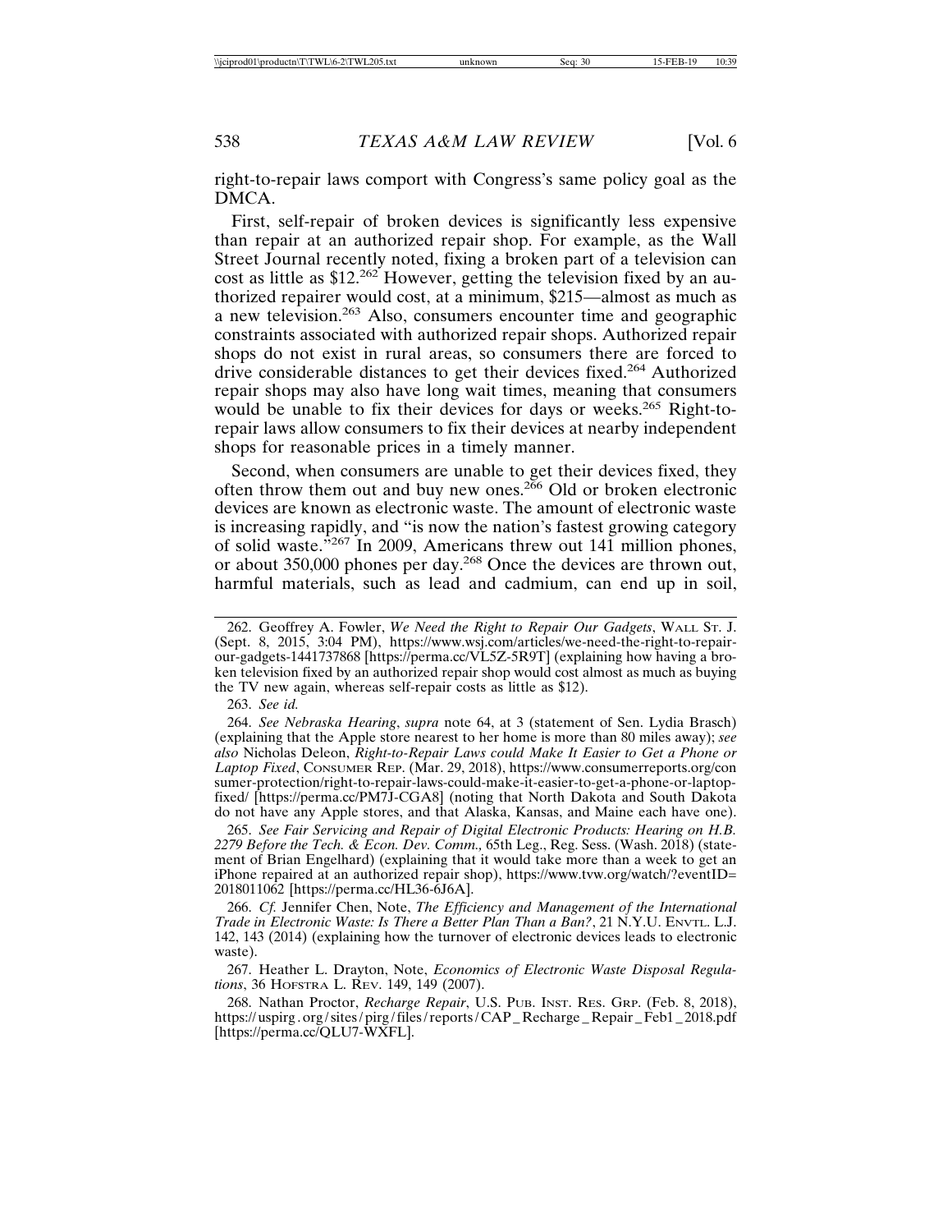right-to-repair laws comport with Congress's same policy goal as the DMCA.

First, self-repair of broken devices is significantly less expensive than repair at an authorized repair shop. For example, as the Wall Street Journal recently noted, fixing a broken part of a television can cost as little as $12.[262] However, getting the television fixed by an authorized repairer would cost, at a minimum, $215—almost as much as a new television.[263] Also, consumers encounter time and geographic constraints associated with authorized repair shops. Authorized repair shops do not exist in rural areas, so consumers there are forced to drive considerable distances to get their devices fixed.[264] Authorized repair shops may also have long wait times, meaning that consumers would be unable to fix their devices for days or weeks.[265] Right-to-repair laws allow consumers to fix their devices at nearby independent shops for reasonable prices in a timely manner.

Second, when consumers are unable to get their devices fixed, they often throw them out and buy new ones.[266] Old or broken electronic devices are known as electronic waste. The amount of electronic waste is increasing rapidly, and "is now the nation's fastest growing category of solid waste."[267] In 2009, Americans threw out 141 million phones, or about 350,000 phones per day.[268] Once the devices are thrown out, harmful materials, such as lead and cadmium, can end up in soil,

---

262. Geoffrey A. Fowler, *We Need the Right to Repair Our Gadgets*, WALL ST. J. (Sept. 8, 2015, 3:04 PM), https://www.wsj.com/articles/we-need-the-right-to-repair-our-gadgets-1441737868 [https://perma.cc/VL5Z-5R9T] (explaining how having a broken television fixed by an authorized repair shop would cost almost as much as buying the TV new again, whereas self-repair costs as little as $12).

263. *See id.*

264. *See Nebraska Hearing*, *supra* note 64, at 3 (statement of Sen. Lydia Brasch) (explaining that the Apple store nearest to her home is more than 80 miles away); *see also* Nicholas Deleon, *Right-to-Repair Laws could Make It Easier to Get a Phone or Laptop Fixed*, CONSUMER REP. (Mar. 29, 2018), https://www.consumerreports.org/consumer-protection/right-to-repair-laws-could-make-it-easier-to-get-a-phone-or-laptop-fixed/ [https://perma.cc/PM7J-CGA8] (noting that North Dakota and South Dakota do not have any Apple stores, and that Alaska, Kansas, and Maine each have one).

265. *See Fair Servicing and Repair of Digital Electronic Products: Hearing on H.B. 2279 Before the Tech. & Econ. Dev. Comm.*, 65th Leg., Reg. Sess. (Wash. 2018) (statement of Brian Engelhard) (explaining that it would take more than a week to get an iPhone repaired at an authorized repair shop), https://www.tvw.org/watch/?eventID=2018011062 [https://perma.cc/HL36-6J6A].

266. *Cf.* Jennifer Chen, Note, *The Efficiency and Management of the International Trade in Electronic Waste: Is There a Better Plan Than a Ban?*, 21 N.Y.U. ENVTL. L.J. 142, 143 (2014) (explaining how the turnover of electronic devices leads to electronic waste).

267. Heather L. Drayton, Note, *Economics of Electronic Waste Disposal Regulations*, 36 HOFSTRA L. REV. 149, 149 (2007).

268. Nathan Proctor, *Recharge Repair*, U.S. PUB. INST. RES. GRP. (Feb. 8, 2018), https://uspirg.org/sites/pirg/files/reports/CAP_Recharge_Repair_Feb1_2018.pdf [https://perma.cc/QLU7-WXFL].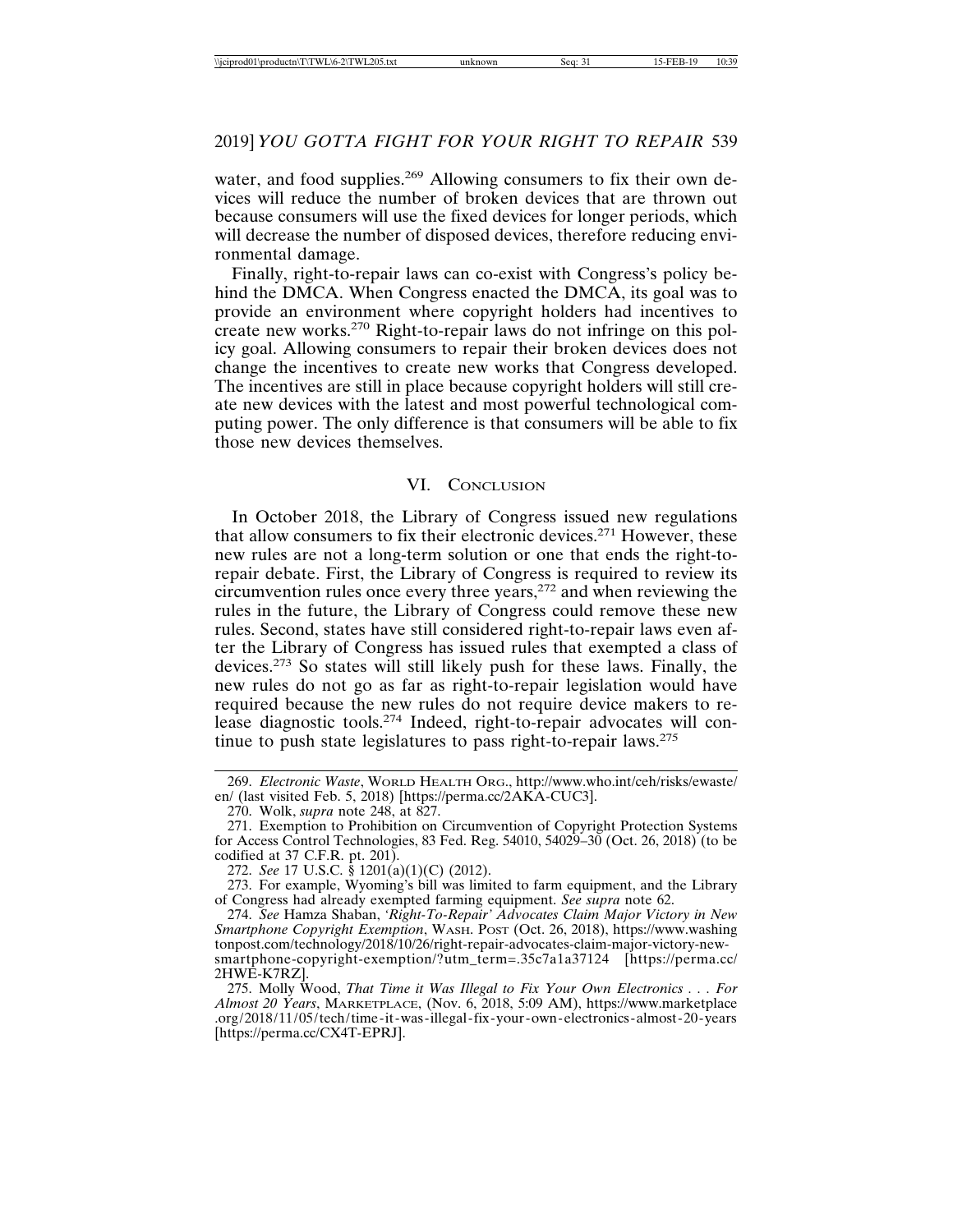water, and food supplies.[269] Allowing consumers to fix their own devices will reduce the number of broken devices that are thrown out because consumers will use the fixed devices for longer periods, which will decrease the number of disposed devices, therefore reducing environmental damage.

Finally, right-to-repair laws can co-exist with Congress's policy behind the DMCA. When Congress enacted the DMCA, its goal was to provide an environment where copyright holders had incentives to create new works.[270] Right-to-repair laws do not infringe on this policy goal. Allowing consumers to repair their broken devices does not change the incentives to create new works that Congress developed. The incentives are still in place because copyright holders will still create new devices with the latest and most powerful technological computing power. The only difference is that consumers will be able to fix those new devices themselves.

## VI. Conclusion

In October 2018, the Library of Congress issued new regulations that allow consumers to fix their electronic devices.[271] However, these new rules are not a long-term solution or one that ends the right-to-repair debate. First, the Library of Congress is required to review its circumvention rules once every three years,[272] and when reviewing the rules in the future, the Library of Congress could remove these new rules. Second, states have still considered right-to-repair laws even after the Library of Congress has issued rules that exempted a class of devices.[273] So states will still likely push for these laws. Finally, the new rules do not go as far as right-to-repair legislation would have required because the new rules do not require device makers to release diagnostic tools.[274] Indeed, right-to-repair advocates will continue to push state legislatures to pass right-to-repair laws.[275]

---

269. *Electronic Waste*, World Health Org., http://www.who.int/ceh/risks/ewaste/en/ (last visited Feb. 5, 2018) [https://perma.cc/2AKA-CUC3].

270. Wolk, *supra* note 248, at 827.

271. Exemption to Prohibition on Circumvention of Copyright Protection Systems for Access Control Technologies, 83 Fed. Reg. 54010, 54029–30 (Oct. 26, 2018) (to be codified at 37 C.F.R. pt. 201).

272. *See* 17 U.S.C. § 1201(a)(1)(C) (2012).

273. For example, Wyoming's bill was limited to farm equipment, and the Library of Congress had already exempted farming equipment. *See supra* note 62.

274. *See* Hamza Shaban, *'Right-To-Repair' Advocates Claim Major Victory in New Smartphone Copyright Exemption*, Wash. Post (Oct. 26, 2018), https://www.washingtonpost.com/technology/2018/10/26/right-repair-advocates-claim-major-victory-new-smartphone-copyright-exemption/?utm_term=.35c7a1a37124 [https://perma.cc/2HWE-K7RZ].

275. Molly Wood, *That Time it Was Illegal to Fix Your Own Electronics . . . For Almost 20 Years*, Marketplace, (Nov. 6, 2018, 5:09 AM), https://www.marketplace.org/2018/11/05/tech/time-it-was-illegal-fix-your-own-electronics-almost-20-years [https://perma.cc/CX4T-EPRJ].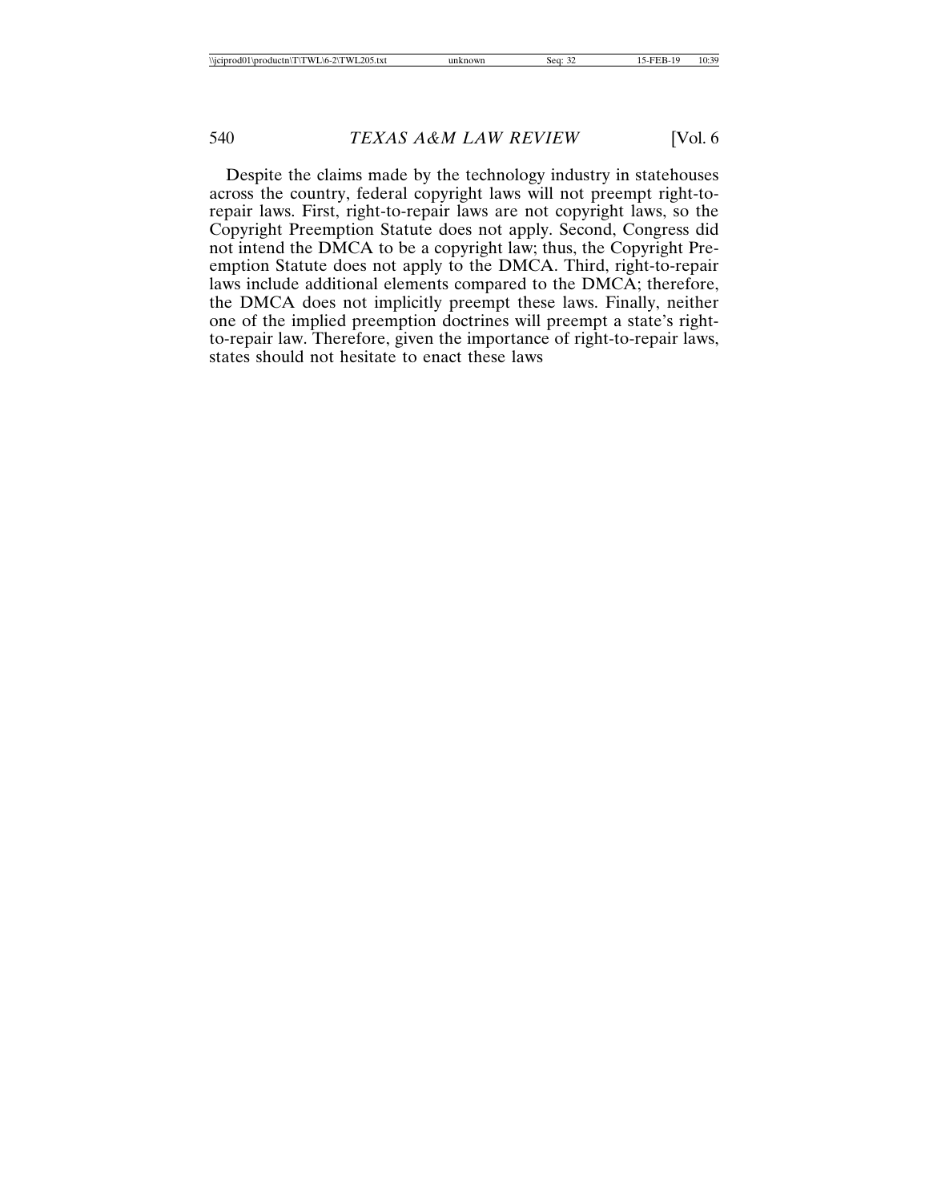Despite the claims made by the technology industry in statehouses across the country, federal copyright laws will not preempt right-to-repair laws. First, right-to-repair laws are not copyright laws, so the Copyright Preemption Statute does not apply. Second, Congress did not intend the DMCA to be a copyright law; thus, the Copyright Preemption Statute does not apply to the DMCA. Third, right-to-repair laws include additional elements compared to the DMCA; therefore, the DMCA does not implicitly preempt these laws. Finally, neither one of the implied preemption doctrines will preempt a state's right-to-repair law. Therefore, given the importance of right-to-repair laws, states should not hesitate to enact these laws